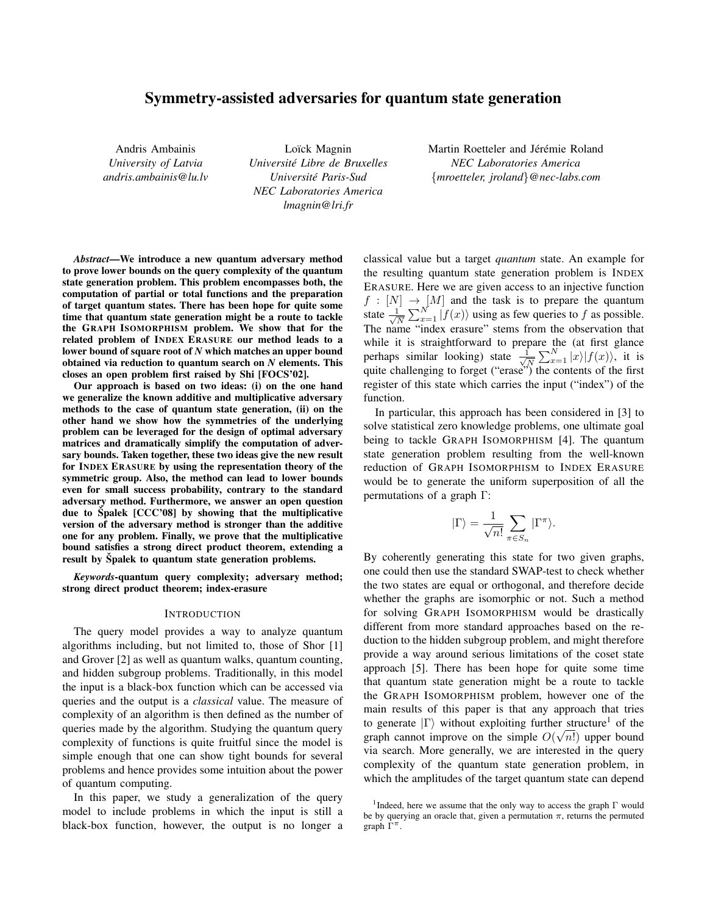# Symmetry-assisted adversaries for quantum state generation

Andris Ambainis
*University of Latvia*
*andris.ambainis@lu.lv*

Loïck Magnin
*Université Libre de Bruxelles*
*Université Paris-Sud*
*NEC Laboratories America*
*lmagnin@lri.fr*

Martin Roetteler and Jérémie Roland
*NEC Laboratories America*
*{mroetteler, jroland}@nec-labs.com*

***Abstract*—We introduce a new quantum adversary method to prove lower bounds on the query complexity of the quantum state generation problem. This problem encompasses both, the computation of partial or total functions and the preparation of target quantum states. There has been hope for quite some time that quantum state generation might be a route to tackle the GRAPH ISOMORPHISM problem. We show that for the related problem of INDEX ERASURE our method leads to a lower bound of square root of *N* which matches an upper bound obtained via reduction to quantum search on *N* elements. This closes an open problem first raised by Shi [FOCS'02].**

**Our approach is based on two ideas: (i) on the one hand we generalize the known additive and multiplicative adversary methods to the case of quantum state generation, (ii) on the other hand we show how the symmetries of the underlying problem can be leveraged for the design of optimal adversary matrices and dramatically simplify the computation of adversary bounds. Taken together, these two ideas give the new result for INDEX ERASURE by using the representation theory of the symmetric group. Also, the method can lead to lower bounds even for small success probability, contrary to the standard adversary method. Furthermore, we answer an open question due to Špalek [CCC'08] by showing that the multiplicative version of the adversary method is stronger than the additive one for any problem. Finally, we prove that the multiplicative bound satisfies a strong direct product theorem, extending a result by Špalek to quantum state generation problems.**

***Keywords*-quantum query complexity; adversary method; strong direct product theorem; index-erasure**

## INTRODUCTION

The query model provides a way to analyze quantum algorithms including, but not limited to, those of Shor [1] and Grover [2] as well as quantum walks, quantum counting, and hidden subgroup problems. Traditionally, in this model the input is a black-box function which can be accessed via queries and the output is a *classical* value. The measure of complexity of an algorithm is then defined as the number of queries made by the algorithm. Studying the quantum query complexity of functions is quite fruitful since the model is simple enough that one can show tight bounds for several problems and hence provides some intuition about the power of quantum computing.

In this paper, we study a generalization of the query model to include problems in which the input is still a black-box function, however, the output is no longer a classical value but a target *quantum* state. An example for the resulting quantum state generation problem is INDEX ERASURE. Here we are given access to an injective function $f : [N] \to [M]$ and the task is to prepare the quantum state $\frac{1}{\sqrt{N}} \sum_{x=1}^{N} |f(x)\rangle$ using as few queries to $f$ as possible. The name "index erasure" stems from the observation that while it is straightforward to prepare the (at first glance perhaps similar looking) state $\frac{1}{\sqrt{N}} \sum_{x=1}^{N} |x\rangle|f(x)\rangle$, it is quite challenging to forget ("erase") the contents of the first register of this state which carries the input ("index") of the function.

In particular, this approach has been considered in [3] to solve statistical zero knowledge problems, one ultimate goal being to tackle GRAPH ISOMORPHISM [4]. The quantum state generation problem resulting from the well-known reduction of GRAPH ISOMORPHISM to INDEX ERASURE would be to generate the uniform superposition of all the permutations of a graph $\Gamma$:

$$|\Gamma\rangle = \frac{1}{\sqrt{n!}} \sum_{\pi \in S_n} |\Gamma^{\pi}\rangle.$$

By coherently generating this state for two given graphs, one could then use the standard SWAP-test to check whether the two states are equal or orthogonal, and therefore decide whether the graphs are isomorphic or not. Such a method for solving GRAPH ISOMORPHISM would be drastically different from more standard approaches based on the reduction to the hidden subgroup problem, and might therefore provide a way around serious limitations of the coset state approach [5]. There has been hope for quite some time that quantum state generation might be a route to tackle the GRAPH ISOMORPHISM problem, however one of the main results of this paper is that any approach that tries to generate $|\Gamma\rangle$ without exploiting further structure[1] of the graph cannot improve on the simple $O(\sqrt{n!})$ upper bound via search. More generally, we are interested in the query complexity of the quantum state generation problem, in which the amplitudes of the target quantum state can depend

[1] Indeed, here we assume that the only way to access the graph $\Gamma$ would be by querying an oracle that, given a permutation $\pi$, returns the permuted graph $\Gamma^{\pi}$.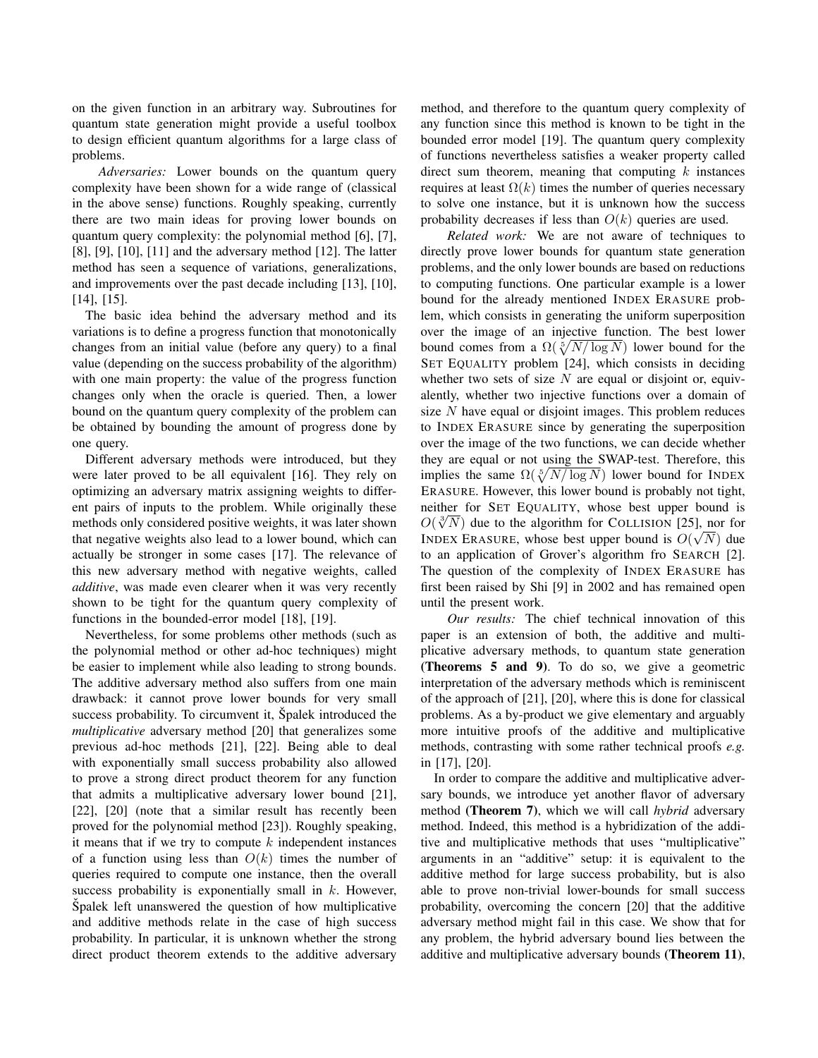on the given function in an arbitrary way. Subroutines for quantum state generation might provide a useful toolbox to design efficient quantum algorithms for a large class of problems.

*Adversaries:* Lower bounds on the quantum query complexity have been shown for a wide range of (classical in the above sense) functions. Roughly speaking, currently there are two main ideas for proving lower bounds on quantum query complexity: the polynomial method [6], [7], [8], [9], [10], [11] and the adversary method [12]. The latter method has seen a sequence of variations, generalizations, and improvements over the past decade including [13], [10], [14], [15].

The basic idea behind the adversary method and its variations is to define a progress function that monotonically changes from an initial value (before any query) to a final value (depending on the success probability of the algorithm) with one main property: the value of the progress function changes only when the oracle is queried. Then, a lower bound on the quantum query complexity of the problem can be obtained by bounding the amount of progress done by one query.

Different adversary methods were introduced, but they were later proved to be all equivalent [16]. They rely on optimizing an adversary matrix assigning weights to different pairs of inputs to the problem. While originally these methods only considered positive weights, it was later shown that negative weights also lead to a lower bound, which can actually be stronger in some cases [17]. The relevance of this new adversary method with negative weights, called *additive*, was made even clearer when it was very recently shown to be tight for the quantum query complexity of functions in the bounded-error model [18], [19].

Nevertheless, for some problems other methods (such as the polynomial method or other ad-hoc techniques) might be easier to implement while also leading to strong bounds. The additive adversary method also suffers from one main drawback: it cannot prove lower bounds for very small success probability. To circumvent it, Špalek introduced the *multiplicative* adversary method [20] that generalizes some previous ad-hoc methods [21], [22]. Being able to deal with exponentially small success probability also allowed to prove a strong direct product theorem for any function that admits a multiplicative adversary lower bound [21], [22], [20] (note that a similar result has recently been proved for the polynomial method [23]). Roughly speaking, it means that if we try to compute $k$ independent instances of a function using less than $O(k)$ times the number of queries required to compute one instance, then the overall success probability is exponentially small in $k$. However, Špalek left unanswered the question of how multiplicative and additive methods relate in the case of high success probability. In particular, it is unknown whether the strong direct product theorem extends to the additive adversary method, and therefore to the quantum query complexity of any function since this method is known to be tight in the bounded error model [19]. The quantum query complexity of functions nevertheless satisfies a weaker property called direct sum theorem, meaning that computing $k$ instances requires at least $\Omega(k)$ times the number of queries necessary to solve one instance, but it is unknown how the success probability decreases if less than $O(k)$ queries are used.

*Related work:* We are not aware of techniques to directly prove lower bounds for quantum state generation problems, and the only lower bounds are based on reductions to computing functions. One particular example is a lower bound for the already mentioned INDEX ERASURE problem, which consists in generating the uniform superposition over the image of an injective function. The best lower bound comes from a $\Omega(\sqrt[5]{N/\log N})$ lower bound for the SET EQUALITY problem [24], which consists in deciding whether two sets of size $N$ are equal or disjoint or, equivalently, whether two injective functions over a domain of size $N$ have equal or disjoint images. This problem reduces to INDEX ERASURE since by generating the superposition over the image of the two functions, we can decide whether they are equal or not using the SWAP-test. Therefore, this implies the same $\Omega(\sqrt[5]{N/\log N})$ lower bound for INDEX ERASURE. However, this lower bound is probably not tight, neither for SET EQUALITY, whose best upper bound is $O(\sqrt[3]{N})$ due to the algorithm for COLLISION [25], nor for INDEX ERASURE, whose best upper bound is $O(\sqrt{N})$ due to an application of Grover's algorithm fro SEARCH [2]. The question of the complexity of INDEX ERASURE has first been raised by Shi [9] in 2002 and has remained open until the present work.

*Our results:* The chief technical innovation of this paper is an extension of both, the additive and multiplicative adversary methods, to quantum state generation (**Theorems 5 and 9**). To do so, we give a geometric interpretation of the adversary methods which is reminiscent of the approach of [21], [20], where this is done for classical problems. As a by-product we give elementary and arguably more intuitive proofs of the additive and multiplicative methods, contrasting with some rather technical proofs *e.g.* in [17], [20].

In order to compare the additive and multiplicative adversary bounds, we introduce yet another flavor of adversary method (**Theorem 7**), which we will call *hybrid* adversary method. Indeed, this method is a hybridization of the additive and multiplicative methods that uses "multiplicative" arguments in an "additive" setup: it is equivalent to the additive method for large success probability, but is also able to prove non-trivial lower-bounds for small success probability, overcoming the concern [20] that the additive adversary method might fail in this case. We show that for any problem, the hybrid adversary bound lies between the additive and multiplicative adversary bounds (**Theorem 11**),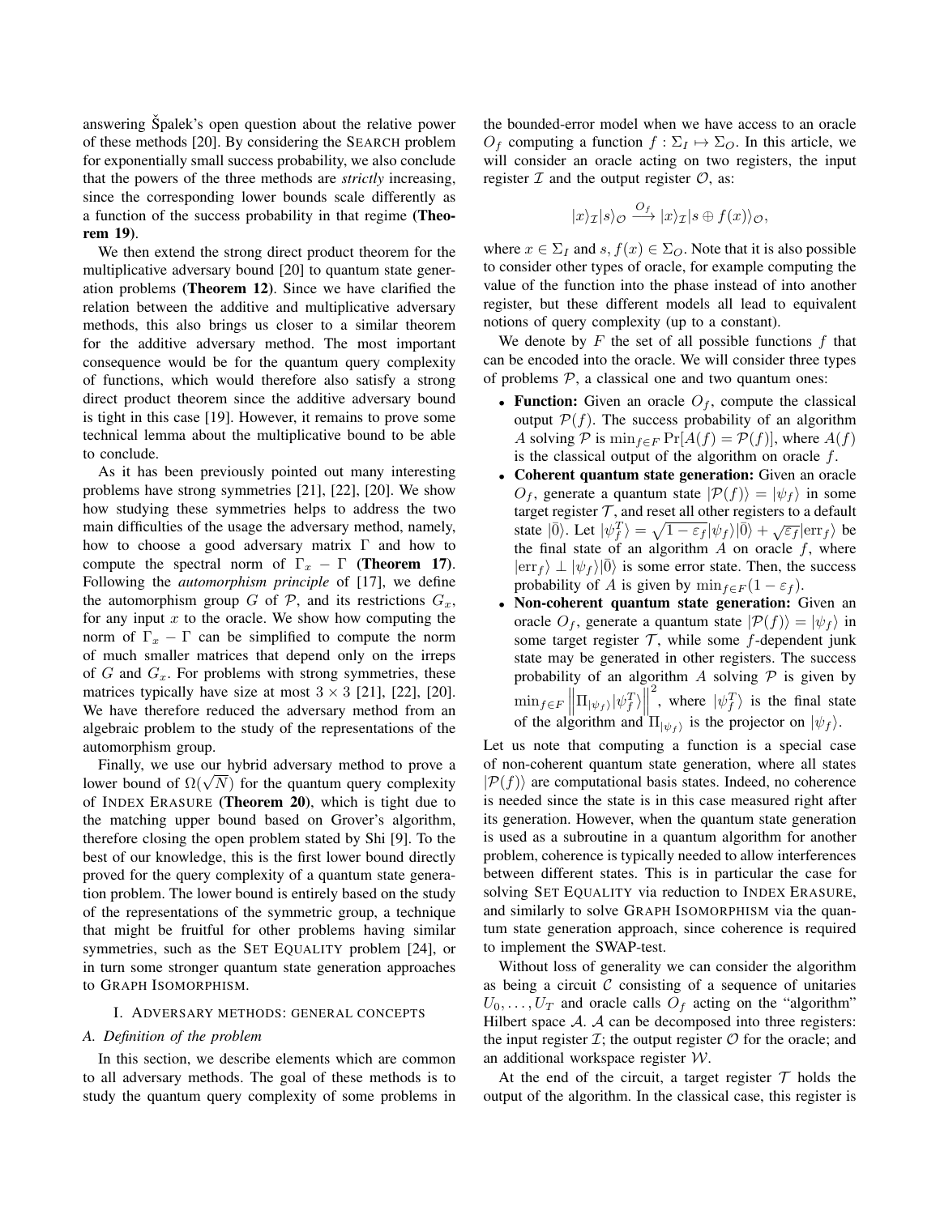answering Špalek's open question about the relative power of these methods [20]. By considering the SEARCH problem for exponentially small success probability, we also conclude that the powers of the three methods are *strictly* increasing, since the corresponding lower bounds scale differently as a function of the success probability in that regime **(Theorem 19)**.

We then extend the strong direct product theorem for the multiplicative adversary bound [20] to quantum state generation problems **(Theorem 12)**. Since we have clarified the relation between the additive and multiplicative adversary methods, this also brings us closer to a similar theorem for the additive adversary method. The most important consequence would be for the quantum query complexity of functions, which would therefore also satisfy a strong direct product theorem since the additive adversary bound is tight in this case [19]. However, it remains to prove some technical lemma about the multiplicative bound to be able to conclude.

As it has been previously pointed out many interesting problems have strong symmetries [21], [22], [20]. We show how studying these symmetries helps to address the two main difficulties of the usage the adversary method, namely, how to choose a good adversary matrix $\Gamma$ and how to compute the spectral norm of $\Gamma_x - \Gamma$ **(Theorem 17)**. Following the *automorphism principle* of [17], we define the automorphism group $G$ of $\mathcal{P}$, and its restrictions $G_x$, for any input $x$ to the oracle. We show how computing the norm of $\Gamma_x - \Gamma$ can be simplified to compute the norm of much smaller matrices that depend only on the irreps of $G$ and $G_x$. For problems with strong symmetries, these matrices typically have size at most $3 \times 3$ [21], [22], [20]. We have therefore reduced the adversary method from an algebraic problem to the study of the representations of the automorphism group.

Finally, we use our hybrid adversary method to prove a lower bound of $\Omega(\sqrt{N})$ for the quantum query complexity of INDEX ERASURE **(Theorem 20)**, which is tight due to the matching upper bound based on Grover's algorithm, therefore closing the open problem stated by Shi [9]. To the best of our knowledge, this is the first lower bound directly proved for the query complexity of a quantum state generation problem. The lower bound is entirely based on the study of the representations of the symmetric group, a technique that might be fruitful for other problems having similar symmetries, such as the SET EQUALITY problem [24], or in turn some stronger quantum state generation approaches to GRAPH ISOMORPHISM.

## I. ADVERSARY METHODS: GENERAL CONCEPTS

### A. Definition of the problem

In this section, we describe elements which are common to all adversary methods. The goal of these methods is to study the quantum query complexity of some problems in the bounded-error model when we have access to an oracle $O_f$ computing a function $f : \Sigma_I \mapsto \Sigma_O$. In this article, we will consider an oracle acting on two registers, the input register $\mathcal{I}$ and the output register $\mathcal{O}$, as:

$$|x\rangle_{\mathcal{I}}|s\rangle_{\mathcal{O}} \xrightarrow{O_f} |x\rangle_{\mathcal{I}}|s \oplus f(x)\rangle_{\mathcal{O}},$$

where $x \in \Sigma_I$ and $s, f(x) \in \Sigma_O$. Note that it is also possible to consider other types of oracle, for example computing the value of the function into the phase instead of into another register, but these different models all lead to equivalent notions of query complexity (up to a constant).

We denote by $F$ the set of all possible functions $f$ that can be encoded into the oracle. We will consider three types of problems $\mathcal{P}$, a classical one and two quantum ones:

- **Function:** Given an oracle $O_f$, compute the classical output $\mathcal{P}(f)$. The success probability of an algorithm $A$ solving $\mathcal{P}$ is $\min_{f\in F} \Pr[A(f) = \mathcal{P}(f)]$, where $A(f)$ is the classical output of the algorithm on oracle $f$.
- **Coherent quantum state generation:** Given an oracle $O_f$, generate a quantum state $|\mathcal{P}(f)\rangle = |\psi_f\rangle$ in some target register $\mathcal{T}$, and reset all other registers to a default state $|\bar{0}\rangle$. Let $|\psi_f^T\rangle = \sqrt{1-\varepsilon_f}|\psi_f\rangle|\bar{0}\rangle + \sqrt{\varepsilon_f}|\mathrm{err}_f\rangle$ be the final state of an algorithm $A$ on oracle $f$, where $|\mathrm{err}_f\rangle \perp |\psi_f\rangle|\bar{0}\rangle$ is some error state. Then, the success probability of $A$ is given by $\min_{f\in F}(1-\varepsilon_f)$.
- **Non-coherent quantum state generation:** Given an oracle $O_f$, generate a quantum state $|\mathcal{P}(f)\rangle = |\psi_f\rangle$ in some target register $\mathcal{T}$, while some $f$-dependent junk state may be generated in other registers. The success probability of an algorithm $A$ solving $\mathcal{P}$ is given by $\min_{f\in F} \left\| \Pi_{|\psi_f\rangle}|\psi_f^T\rangle \right\|^2$, where $|\psi_f^T\rangle$ is the final state of the algorithm and $\Pi_{|\psi_f\rangle}$ is the projector on $|\psi_f\rangle$.

Let us note that computing a function is a special case of non-coherent quantum state generation, where all states $|\mathcal{P}(f)\rangle$ are computational basis states. Indeed, no coherence is needed since the state is in this case measured right after its generation. However, when the quantum state generation is used as a subroutine in a quantum algorithm for another problem, coherence is typically needed to allow interferences between different states. This is in particular the case for solving SET EQUALITY via reduction to INDEX ERASURE, and similarly to solve GRAPH ISOMORPHISM via the quantum state generation approach, since coherence is required to implement the SWAP-test.

Without loss of generality we can consider the algorithm as being a circuit $\mathcal{C}$ consisting of a sequence of unitaries $U_0, \ldots, U_T$ and oracle calls $O_f$ acting on the "algorithm" Hilbert space $\mathcal{A}$. $\mathcal{A}$ can be decomposed into three registers: the input register $\mathcal{I}$; the output register $\mathcal{O}$ for the oracle; and an additional workspace register $\mathcal{W}$.

At the end of the circuit, a target register $\mathcal{T}$ holds the output of the algorithm. In the classical case, this register is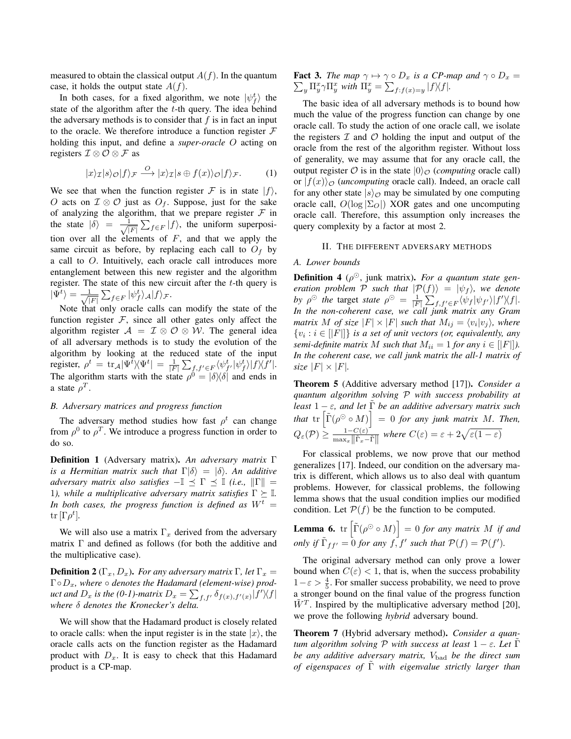measured to obtain the classical output $A(f)$. In the quantum case, it holds the output state $A(f)$.

In both cases, for a fixed algorithm, we note $|\psi_f^t\rangle$ the state of the algorithm after the $t$-th query. The idea behind the adversary methods is to consider that $f$ is in fact an input to the oracle. We therefore introduce a function register $\mathcal{F}$ holding this input, and define a *super-oracle* $O$ acting on registers $\mathcal{I} \otimes \mathcal{O} \otimes \mathcal{F}$ as

$$|x\rangle_{\mathcal{I}}|s\rangle_{\mathcal{O}}|f\rangle_{\mathcal{F}} \xrightarrow{O} |x\rangle_{\mathcal{I}}|s \oplus f(x)\rangle_{\mathcal{O}}|f\rangle_{\mathcal{F}}. \quad (1)$$

We see that when the function register $\mathcal{F}$ is in state $|f\rangle$, $O$ acts on $\mathcal{I} \otimes \mathcal{O}$ just as $O_f$. Suppose, just for the sake of analyzing the algorithm, that we prepare register $\mathcal{F}$ in the state $|\delta\rangle = \frac{1}{\sqrt{|F|}} \sum_{f \in F} |f\rangle$, the uniform superposition over all the elements of $F$, and that we apply the same circuit as before, by replacing each call to $O_f$ by a call to $O$. Intuitively, each oracle call introduces more entanglement between this new register and the algorithm register. The state of this new circuit after the $t$-th query is $|\Psi^t\rangle = \frac{1}{\sqrt{|F|}} \sum_{f \in F} |\psi_f^t\rangle_{\mathcal{A}} |f\rangle_{\mathcal{F}}$.

Note that only oracle calls can modify the state of the function register $\mathcal{F}$, since all other gates only affect the algorithm register $\mathcal{A} = \mathcal{I} \otimes \mathcal{O} \otimes \mathcal{W}$. The general idea of all adversary methods is to study the evolution of the algorithm by looking at the reduced state of the input register, $\rho^t = \mathrm{tr}_{\mathcal{A}} |\Psi^t\rangle\langle\Psi^t| = \frac{1}{|F|} \sum_{f,f' \in F} \langle\psi_{f'}^t|\psi_f^t\rangle |f\rangle\langle f'|$. The algorithm starts with the state $\rho^0 = |\delta\rangle\langle\delta|$ and ends in a state $\rho^T$.

### B. Adversary matrices and progress function

The adversary method studies how fast $\rho^t$ can change from $\rho^0$ to $\rho^T$. We introduce a progress function in order to do so.

**Definition 1** (Adversary matrix)**.** *An adversary matrix $\Gamma$ is a Hermitian matrix such that $\Gamma|\delta\rangle = |\delta\rangle$. An additive adversary matrix also satisfies $-\mathbb{I} \preceq \Gamma \preceq \mathbb{I}$ (i.e., $\|\Gamma\| = 1$), while a multiplicative adversary matrix satisfies $\Gamma \succeq \mathbb{I}$. In both cases, the progress function is defined as $W^t = \mathrm{tr}\left[\Gamma\rho^t\right]$.*

We will also use a matrix $\Gamma_x$ derived from the adversary matrix $\Gamma$ and defined as follows (for both the additive and the multiplicative case).

**Definition 2** ($\Gamma_x, D_x$)**.** *For any adversary matrix $\Gamma$, let $\Gamma_x = \Gamma \circ D_x$, where $\circ$ denotes the Hadamard (element-wise) product and $D_x$ is the (0-1)-matrix $D_x = \sum_{f,f'} \delta_{f(x),f'(x)} |f'\rangle\langle f|$ where $\delta$ denotes the Kronecker's delta.*

We will show that the Hadamard product is closely related to oracle calls: when the input register is in the state $|x\rangle$, the oracle calls acts on the function register as the Hadamard product with $D_x$. It is easy to check that this Hadamard product is a CP-map.

**Fact 3.** *The map $\gamma \mapsto \gamma \circ D_x$ is a CP-map and $\gamma \circ D_x = \sum_y \Pi_y^x \gamma \Pi_y^x$ with $\Pi_y^x = \sum_{f: f(x)=y} |f\rangle\langle f|$.*

The basic idea of all adversary methods is to bound how much the value of the progress function can change by one oracle call. To study the action of one oracle call, we isolate the registers $\mathcal{I}$ and $\mathcal{O}$ holding the input and output of the oracle from the rest of the algorithm register. Without loss of generality, we may assume that for any oracle call, the output register $\mathcal{O}$ is in the state $|0\rangle_{\mathcal{O}}$ (*computing* oracle call) or $|f(x)\rangle_{\mathcal{O}}$ (*uncomputing* oracle call). Indeed, an oracle call for any other state $|s\rangle_{\mathcal{O}}$ may be simulated by one computing oracle call, $O(\log|\Sigma_O|)$ XOR gates and one uncomputing oracle call. Therefore, this assumption only increases the query complexity by a factor at most 2.

## II. The different adversary methods

### A. Lower bounds

**Definition 4** ($\rho^{\odot}$, junk matrix)**.** *For a quantum state generation problem $\mathcal{P}$ such that $|\mathcal{P}(f)\rangle = |\psi_f\rangle$, we denote by $\rho^{\odot}$ the* target *state $\rho^{\odot} = \frac{1}{|F|} \sum_{f,f' \in F} \langle\psi_f|\psi_{f'}\rangle |f'\rangle\langle f|$. In the non-coherent case, we call junk matrix any Gram matrix $M$ of size $|F| \times |F|$ such that $M_{ij} = \langle v_i|v_j\rangle$, where $\{v_i : i \in [|F|]\}$ is a set of unit vectors (or, equivalently, any semi-definite matrix $M$ such that $M_{ii} = 1$ for any $i \in [|F|]$). In the coherent case, we call junk matrix the all-1 matrix of size $|F| \times |F|$.*

**Theorem 5** (Additive adversary method [17])**.** *Consider a quantum algorithm solving $\mathcal{P}$ with success probability at least $1 - \varepsilon$, and let $\tilde{\Gamma}$ be an additive adversary matrix such that $\mathrm{tr}\left[\tilde{\Gamma}(\rho^{\odot} \circ M)\right] = 0$ for any junk matrix $M$. Then, $Q_\varepsilon(\mathcal{P}) \geq \frac{1 - C(\varepsilon)}{\max_x \left\|\tilde{\Gamma}_x - \tilde{\Gamma}\right\|}$ where $C(\varepsilon) = \varepsilon + 2\sqrt{\varepsilon(1-\varepsilon)}$*

For classical problems, we now prove that our method generalizes [17]. Indeed, our condition on the adversary matrix is different, which allows us to also deal with quantum problems. However, for classical problems, the following lemma shows that the usual condition implies our modified condition. Let $\mathcal{P}(f)$ be the function to be computed.

**Lemma 6.** $\mathrm{tr}\left[\tilde{\Gamma}(\rho^{\odot} \circ M)\right] = 0$ *for any matrix $M$ if and only if $\tilde{\Gamma}_{ff'} = 0$ for any $f, f'$ such that $\mathcal{P}(f) = \mathcal{P}(f')$.*

The original adversary method can only prove a lower bound when $C(\varepsilon) < 1$, that is, when the success probability $1 - \varepsilon > \frac{4}{5}$. For smaller success probability, we need to prove a stronger bound on the final value of the progress function $\tilde{W}^T$. Inspired by the multiplicative adversary method [20], we prove the following *hybrid* adversary bound.

**Theorem 7** (Hybrid adversary method)**.** *Consider a quantum algorithm solving $\mathcal{P}$ with success at least $1 - \varepsilon$. Let $\tilde{\Gamma}$ be any additive adversary matrix, $V_{\mathrm{bad}}$ be the direct sum of eigenspaces of $\tilde{\Gamma}$ with eigenvalue strictly larger than*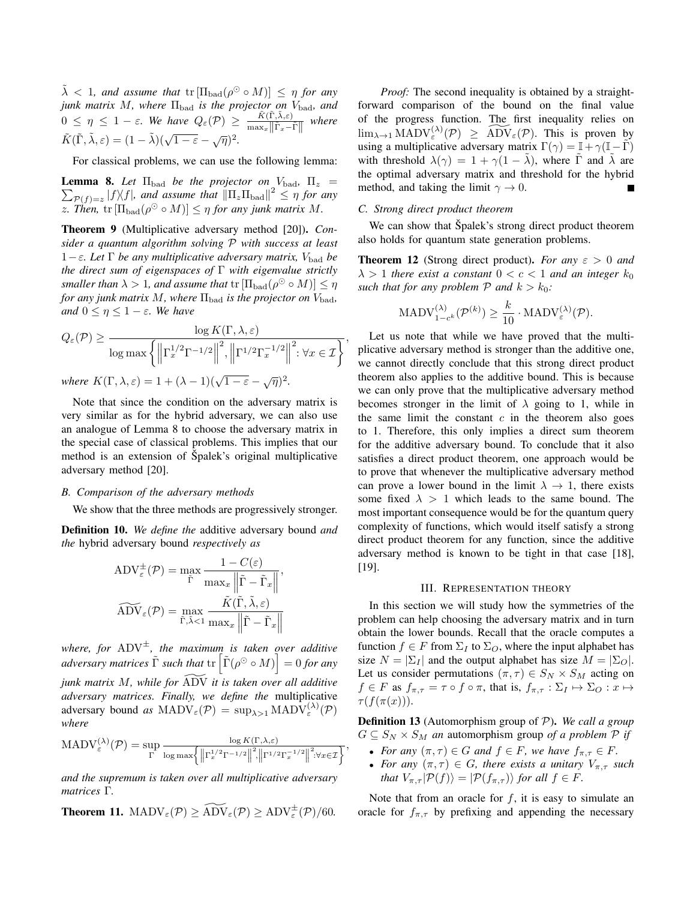$\tilde{\lambda} < 1$, *and assume that* $\operatorname{tr}[\Pi_{\rm bad}(\rho^{\odot} \circ M)] \leq \eta$ *for any junk matrix* $M$, *where* $\Pi_{\rm bad}$ *is the projector on* $V_{\rm bad}$, *and* $0 \leq \eta \leq 1-\varepsilon$. *We have* $Q_\varepsilon(\mathcal{P}) \geq \frac{\tilde{K}(\tilde{\Gamma},\tilde{\lambda},\varepsilon)}{\max_x \left\|\tilde{\Gamma}_x - \tilde{\Gamma}\right\|}$ *where* $\tilde{K}(\tilde{\Gamma},\tilde{\lambda},\varepsilon) = (1-\tilde{\lambda})(\sqrt{1-\varepsilon}-\sqrt{\eta})^2$.

For classical problems, we can use the following lemma:

**Lemma 8.** *Let* $\Pi_{\rm bad}$ *be the projector on* $V_{\rm bad}$, $\Pi_z = \sum_{\mathcal{P}(f)=z} |f\rangle\langle f|$, *and assume that* $\left\|\Pi_z \Pi_{\rm bad}\right\|^2 \leq \eta$ *for any* $z$. *Then,* $\operatorname{tr}[\Pi_{\rm bad}(\rho^{\odot} \circ M)] \leq \eta$ *for any junk matrix* $M$.

**Theorem 9** (Multiplicative adversary method [20])**.** *Consider a quantum algorithm solving* $\mathcal{P}$ *with success at least* $1-\varepsilon$. *Let* $\Gamma$ *be any multiplicative adversary matrix,* $V_{\rm bad}$ *be the direct sum of eigenspaces of* $\Gamma$ *with eigenvalue strictly smaller than* $\lambda > 1$, *and assume that* $\operatorname{tr}[\Pi_{\rm bad}(\rho^{\odot} \circ M)] \leq \eta$ *for any junk matrix* $M$, *where* $\Pi_{\rm bad}$ *is the projector on* $V_{\rm bad}$, *and* $0 \leq \eta \leq 1-\varepsilon$. *We have*

$$Q_\varepsilon(\mathcal{P}) \geq \frac{\log K(\Gamma,\lambda,\varepsilon)}{\log \max\left\{\left\|\Gamma_x^{1/2}\Gamma^{-1/2}\right\|^2, \left\|\Gamma^{1/2}\Gamma_x^{-1/2}\right\|^2 : \forall x \in \mathcal{I}\right\}},$$

*where* $K(\Gamma,\lambda,\varepsilon) = 1 + (\lambda-1)(\sqrt{1-\varepsilon}-\sqrt{\eta})^2$.

Note that since the condition on the adversary matrix is very similar as for the hybrid adversary, we can also use an analogue of Lemma 8 to choose the adversary matrix in the special case of classical problems. This implies that our method is an extension of Špalek's original multiplicative adversary method [20].

### B. Comparison of the adversary methods

We show that the three methods are progressively stronger.

**Definition 10.** *We define the* additive adversary bound *and the* hybrid adversary bound *respectively as*

$$\mathrm{ADV}^{\pm}_\varepsilon(\mathcal{P}) = \max_{\tilde{\Gamma}} \frac{1 - C(\varepsilon)}{\max_x \left\|\tilde{\Gamma} - \tilde{\Gamma}_x\right\|},$$

$$\widetilde{\mathrm{ADV}}_\varepsilon(\mathcal{P}) = \max_{\tilde{\Gamma},\tilde{\lambda}<1} \frac{\tilde{K}(\tilde{\Gamma},\tilde{\lambda},\varepsilon)}{\max_x \left\|\tilde{\Gamma} - \tilde{\Gamma}_x\right\|}$$

*where, for* $\mathrm{ADV}^{\pm}$, *the maximum is taken over additive adversary matrices* $\tilde{\Gamma}$ *such that* $\operatorname{tr}\left[\tilde{\Gamma}(\rho^{\odot} \circ M)\right] = 0$ *for any junk matrix* $M$, *while for* $\widetilde{\mathrm{ADV}}$ *it is taken over all additive adversary matrices. Finally, we define the* multiplicative adversary bound *as* $\mathrm{MADV}_\varepsilon(\mathcal{P}) = \sup_{\lambda>1} \mathrm{MADV}^{(\lambda)}_\varepsilon(\mathcal{P})$ *where*

$$\mathrm{MADV}^{(\lambda)}_\varepsilon(\mathcal{P}) = \sup_{\Gamma} \frac{\log K(\Gamma,\lambda,\varepsilon)}{\log \max\left\{\left\|\Gamma_x^{1/2}\Gamma^{-1/2}\right\|^2, \left\|\Gamma^{1/2}\Gamma_x^{-1/2}\right\|^2 : \forall x \in \mathcal{I}\right\}},$$

*and the supremum is taken over all multiplicative adversary matrices* $\Gamma$.

**Theorem 11.** $\mathrm{MADV}_\varepsilon(\mathcal{P}) \geq \widetilde{\mathrm{ADV}}_\varepsilon(\mathcal{P}) \geq \mathrm{ADV}^{\pm}_\varepsilon(\mathcal{P})/60$.

*Proof:* The second inequality is obtained by a straightforward comparison of the bound on the final value of the progress function. The first inequality relies on $\lim_{\lambda\to 1} \mathrm{MADV}^{(\lambda)}_\varepsilon(\mathcal{P}) \geq \widetilde{\mathrm{ADV}}_\varepsilon(\mathcal{P})$. This is proven by using a multiplicative adversary matrix $\Gamma(\gamma) = \mathbb{I} + \gamma(\mathbb{I} - \tilde{\Gamma})$ with threshold $\lambda(\gamma) = 1 + \gamma(1-\tilde{\lambda})$, where $\tilde{\Gamma}$ and $\tilde{\lambda}$ are the optimal adversary matrix and threshold for the hybrid method, and taking the limit $\gamma \to 0$. ■

### C. Strong direct product theorem

We can show that Špalek's strong direct product theorem also holds for quantum state generation problems.

**Theorem 12** (Strong direct product)**.** *For any* $\varepsilon > 0$ *and* $\lambda > 1$ *there exist a constant* $0 < c < 1$ *and an integer* $k_0$ *such that for any problem* $\mathcal{P}$ *and* $k > k_0$*:*

$$\mathrm{MADV}^{(\lambda)}_{1-c^k}(\mathcal{P}^{(k)}) \geq \frac{k}{10} \cdot \mathrm{MADV}^{(\lambda)}_\varepsilon(\mathcal{P}).$$

Let us note that while we have proved that the multiplicative adversary method is stronger than the additive one, we cannot directly conclude that this strong direct product theorem also applies to the additive bound. This is because we can only prove that the multiplicative adversary method becomes stronger in the limit of $\lambda$ going to 1, while in the same limit the constant $c$ in the theorem also goes to 1. Therefore, this only implies a direct sum theorem for the additive adversary bound. To conclude that it also satisfies a direct product theorem, one approach would be to prove that whenever the multiplicative adversary method can prove a lower bound in the limit $\lambda \to 1$, there exists some fixed $\lambda > 1$ which leads to the same bound. The most important consequence would be for the quantum query complexity of functions, which would itself satisfy a strong direct product theorem for any function, since the additive adversary method is known to be tight in that case [18], [19].

## III. Representation theory

In this section we will study how the symmetries of the problem can help choosing the adversary matrix and in turn obtain the lower bounds. Recall that the oracle computes a function $f \in F$ from $\Sigma_I$ to $\Sigma_O$, where the input alphabet has size $N = |\Sigma_I|$ and the output alphabet has size $M = |\Sigma_O|$. Let us consider permutations $(\pi,\tau) \in S_N \times S_M$ acting on $f \in F$ as $f_{\pi,\tau} = \tau \circ f \circ \pi$, that is, $f_{\pi,\tau} : \Sigma_I \mapsto \Sigma_O : x \mapsto \tau(f(\pi(x)))$.

**Definition 13** (Automorphism group of $\mathcal{P}$)**.** *We call a group* $G \subseteq S_N \times S_M$ *an* automorphism group *of a problem* $\mathcal{P}$ *if*

- *For any* $(\pi,\tau) \in G$ *and* $f \in F$, *we have* $f_{\pi,\tau} \in F$.
- *For any* $(\pi,\tau) \in G$, *there exists a unitary* $V_{\pi,\tau}$ *such that* $V_{\pi,\tau}|\mathcal{P}(f)\rangle = |\mathcal{P}(f_{\pi,\tau})\rangle$ *for all* $f \in F$.

Note that from an oracle for $f$, it is easy to simulate an oracle for $f_{\pi,\tau}$ by prefixing and appending the necessary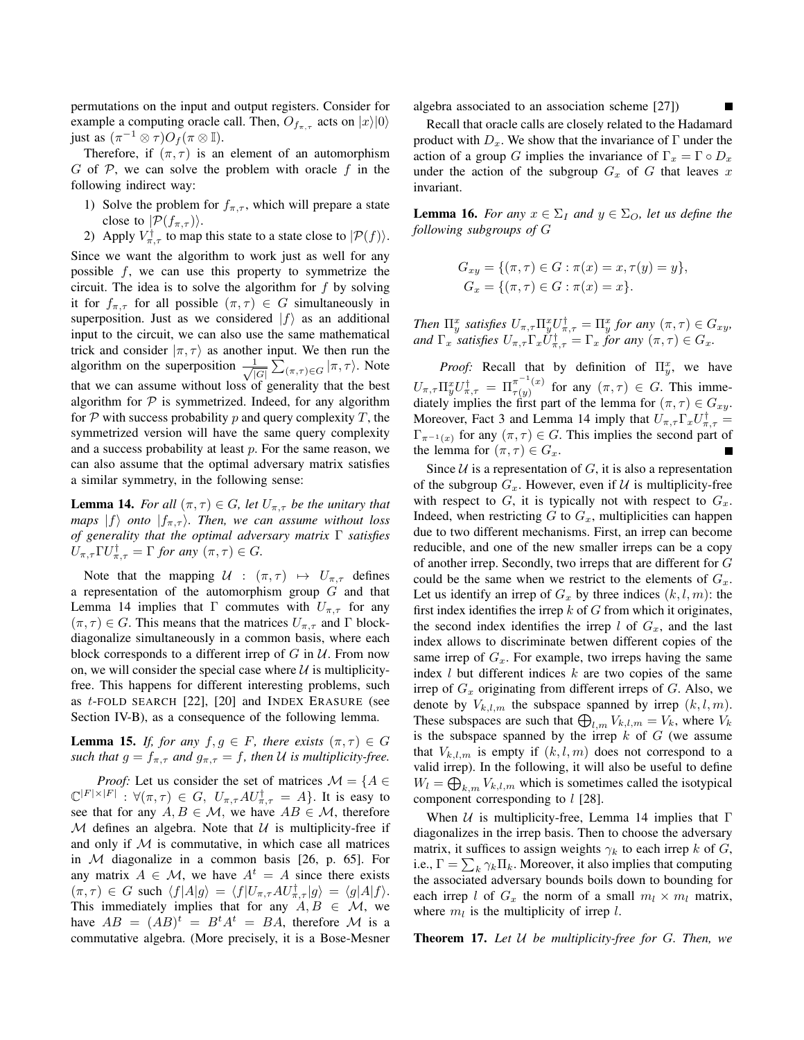permutations on the input and output registers. Consider for example a computing oracle call. Then, $O_{f_{\pi,\tau}}$ acts on $|x\rangle|0\rangle$ just as $(\pi^{-1} \otimes \tau) O_f (\pi \otimes \mathbb{I})$.

Therefore, if $(\pi, \tau)$ is an element of an automorphism $G$ of $\mathcal{P}$, we can solve the problem with oracle $f$ in the following indirect way:

1) Solve the problem for $f_{\pi,\tau}$, which will prepare a state close to $|\mathcal{P}(f_{\pi,\tau})\rangle$.
2) Apply $V_{\pi,\tau}^{\dagger}$ to map this state to a state close to $|\mathcal{P}(f)\rangle$.

Since we want the algorithm to work just as well for any possible $f$, we can use this property to symmetrize the circuit. The idea is to solve the algorithm for $f$ by solving it for $f_{\pi,\tau}$ for all possible $(\pi, \tau) \in G$ simultaneously in superposition. Just as we considered $|f\rangle$ as an additional input to the circuit, we can also use the same mathematical trick and consider $|\pi, \tau\rangle$ as another input. We then run the algorithm on the superposition $\frac{1}{\sqrt{|G|}} \sum_{(\pi,\tau) \in G} |\pi, \tau\rangle$. Note that we can assume without loss of generality that the best algorithm for $\mathcal{P}$ is symmetrized. Indeed, for any algorithm for $\mathcal{P}$ with success probability $p$ and query complexity $T$, the symmetrized version will have the same query complexity and a success probability at least $p$. For the same reason, we can also assume that the optimal adversary matrix satisfies a similar symmetry, in the following sense:

**Lemma 14.** *For all $(\pi, \tau) \in G$, let $U_{\pi,\tau}$ be the unitary that maps $|f\rangle$ onto $|f_{\pi,\tau}\rangle$. Then, we can assume without loss of generality that the optimal adversary matrix $\Gamma$ satisfies $U_{\pi,\tau} \Gamma U_{\pi,\tau}^{\dagger} = \Gamma$ for any $(\pi, \tau) \in G$.*

Note that the mapping $\mathcal{U} : (\pi, \tau) \mapsto U_{\pi,\tau}$ defines a representation of the automorphism group $G$ and that Lemma 14 implies that $\Gamma$ commutes with $U_{\pi,\tau}$ for any $(\pi, \tau) \in G$. This means that the matrices $U_{\pi,\tau}$ and $\Gamma$ block-diagonalize simultaneously in a common basis, where each block corresponds to a different irrep of $G$ in $\mathcal{U}$. From now on, we will consider the special case where $\mathcal{U}$ is multiplicity-free. This happens for different interesting problems, such as $t$-FOLD SEARCH [22], [20] and INDEX ERASURE (see Section IV-B), as a consequence of the following lemma.

**Lemma 15.** *If, for any $f, g \in F$, there exists $(\pi, \tau) \in G$ such that $g = f_{\pi,\tau}$ and $g_{\pi,\tau} = f$, then $\mathcal{U}$ is multiplicity-free.*

*Proof:* Let us consider the set of matrices $\mathcal{M} = \{A \in \mathbb{C}^{|F| \times |F|} : \forall (\pi, \tau) \in G,\ U_{\pi,\tau} A U_{\pi,\tau}^{\dagger} = A\}$. It is easy to see that for any $A, B \in \mathcal{M}$, we have $AB \in \mathcal{M}$, therefore $\mathcal{M}$ defines an algebra. Note that $\mathcal{U}$ is multiplicity-free if and only if $\mathcal{M}$ is commutative, in which case all matrices in $\mathcal{M}$ diagonalize in a common basis [26, p. 65]. For any matrix $A \in \mathcal{M}$, we have $A^t = A$ since there exists $(\pi, \tau) \in G$ such $\langle f|A|g\rangle = \langle f|U_{\pi,\tau} A U_{\pi,\tau}^{\dagger}|g\rangle = \langle g|A|f\rangle$. This immediately implies that for any $A, B \in \mathcal{M}$, we have $AB = (AB)^t = B^t A^t = BA$, therefore $\mathcal{M}$ is a commutative algebra. (More precisely, it is a Bose-Mesner algebra associated to an association scheme [27]) ∎

Recall that oracle calls are closely related to the Hadamard product with $D_x$. We show that the invariance of $\Gamma$ under the action of a group $G$ implies the invariance of $\Gamma_x = \Gamma \circ D_x$ under the action of the subgroup $G_x$ of $G$ that leaves $x$ invariant.

**Lemma 16.** *For any $x \in \Sigma_I$ and $y \in \Sigma_O$, let us define the following subgroups of $G$*

$$
\begin{aligned}
G_{xy} &= \{(\pi, \tau) \in G : \pi(x) = x, \tau(y) = y\}, \\
G_x &= \{(\pi, \tau) \in G : \pi(x) = x\}.
\end{aligned}
$$

*Then $\Pi_y^x$ satisfies $U_{\pi,\tau} \Pi_y^x U_{\pi,\tau}^{\dagger} = \Pi_y^x$ for any $(\pi, \tau) \in G_{xy}$, and $\Gamma_x$ satisfies $U_{\pi,\tau} \Gamma_x U_{\pi,\tau}^{\dagger} = \Gamma_x$ for any $(\pi, \tau) \in G_x$.*

*Proof:* Recall that by definition of $\Pi_y^x$, we have $U_{\pi,\tau} \Pi_y^x U_{\pi,\tau}^{\dagger} = \Pi_{\tau(y)}^{\pi^{-1}(x)}$ for any $(\pi, \tau) \in G$. This immediately implies the first part of the lemma for $(\pi, \tau) \in G_{xy}$. Moreover, Fact 3 and Lemma 14 imply that $U_{\pi,\tau} \Gamma_x U_{\pi,\tau}^{\dagger} = \Gamma_{\pi^{-1}(x)}$ for any $(\pi, \tau) \in G$. This implies the second part of the lemma for $(\pi, \tau) \in G_x$. ∎

Since $\mathcal{U}$ is a representation of $G$, it is also a representation of the subgroup $G_x$. However, even if $\mathcal{U}$ is multiplicity-free with respect to $G$, it is typically not with respect to $G_x$. Indeed, when restricting $G$ to $G_x$, multiplicities can happen due to two different mechanisms. First, an irrep can become reducible, and one of the new smaller irreps can be a copy of another irrep. Secondly, two irreps that are different for $G$ could be the same when we restrict to the elements of $G_x$. Let us identify an irrep of $G_x$ by three indices $(k, l, m)$: the first index identifies the irrep $k$ of $G$ from which it originates, the second index identifies the irrep $l$ of $G_x$, and the last index allows to discriminate betwen different copies of the same irrep of $G_x$. For example, two irreps having the same index $l$ but different indices $k$ are two copies of the same irrep of $G_x$ originating from different irreps of $G$. Also, we denote by $V_{k,l,m}$ the subspace spanned by irrep $(k, l, m)$. These subspaces are such that $\bigoplus_{l,m} V_{k,l,m} = V_k$, where $V_k$ is the subspace spanned by the irrep $k$ of $G$ (we assume that $V_{k,l,m}$ is empty if $(k, l, m)$ does not correspond to a valid irrep). In the following, it will also be useful to define $W_l = \bigoplus_{k,m} V_{k,l,m}$ which is sometimes called the isotypical component corresponding to $l$ [28].

When $\mathcal{U}$ is multiplicity-free, Lemma 14 implies that $\Gamma$ diagonalizes in the irrep basis. Then to choose the adversary matrix, it suffices to assign weights $\gamma_k$ to each irrep $k$ of $G$, i.e., $\Gamma = \sum_k \gamma_k \Pi_k$. Moreover, it also implies that computing the associated adversary bounds boils down to bounding for each irrep $l$ of $G_x$ the norm of a small $m_l \times m_l$ matrix, where $m_l$ is the multiplicity of irrep $l$.

**Theorem 17.** *Let $\mathcal{U}$ be multiplicity-free for $G$. Then, we*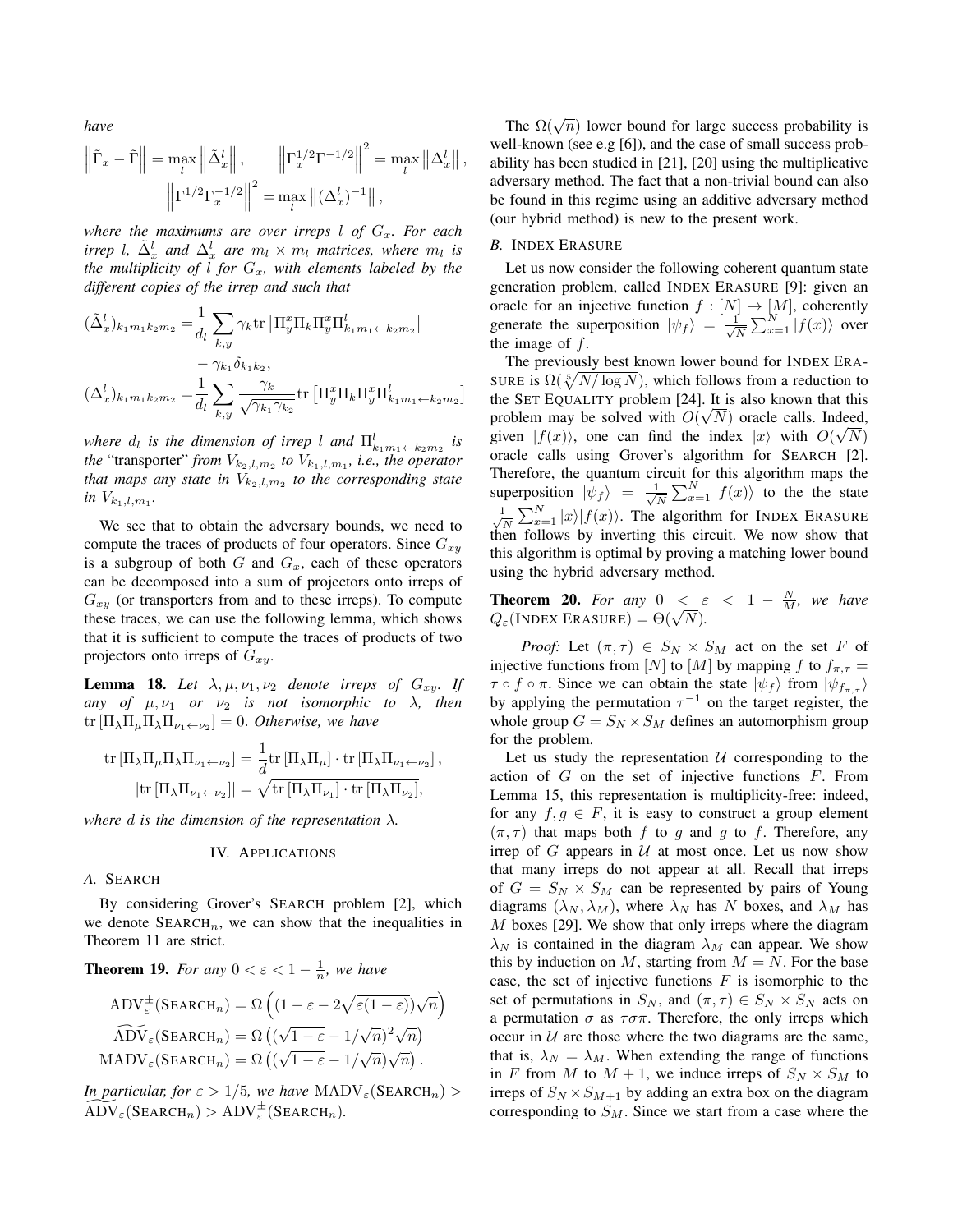*have*

$$\left\|\tilde{\Gamma}_x - \tilde{\Gamma}\right\| = \max_l \left\|\tilde{\Delta}_x^l\right\|, \qquad \left\|\Gamma_x^{1/2}\Gamma^{-1/2}\right\|^2 = \max_l \left\|\Delta_x^l\right\|,$$
$$\left\|\Gamma^{1/2}\Gamma_x^{-1/2}\right\|^2 = \max_l \left\|(\Delta_x^l)^{-1}\right\|,$$

*where the maximums are over irreps $l$ of $G_x$. For each irrep $l$, $\tilde{\Delta}_x^l$ and $\Delta_x^l$ are $m_l \times m_l$ matrices, where $m_l$ is the multiplicity of $l$ for $G_x$, with elements labeled by the different copies of the irrep and such that*

$$(\tilde{\Delta}_x^l)_{k_1 m_1 k_2 m_2} = \frac{1}{d_l}\sum_{k,y} \gamma_k \mathrm{tr}\left[\Pi_y^x \Pi_k \Pi_y^x \Pi^l_{k_1 m_1 \leftarrow k_2 m_2}\right] - \gamma_{k_1}\delta_{k_1 k_2},$$
$$(\Delta_x^l)_{k_1 m_1 k_2 m_2} = \frac{1}{d_l}\sum_{k,y} \frac{\gamma_k}{\sqrt{\gamma_{k_1}\gamma_{k_2}}} \mathrm{tr}\left[\Pi_y^x \Pi_k \Pi_y^x \Pi^l_{k_1 m_1 \leftarrow k_2 m_2}\right]$$

*where $d_l$ is the dimension of irrep $l$ and $\Pi^l_{k_1 m_1 \leftarrow k_2 m_2}$ is the* "transporter" *from $V_{k_2,l,m_2}$ to $V_{k_1,l,m_1}$, i.e., the operator that maps any state in $V_{k_2,l,m_2}$ to the corresponding state in $V_{k_1,l,m_1}$.*

We see that to obtain the adversary bounds, we need to compute the traces of products of four operators. Since $G_{xy}$ is a subgroup of both $G$ and $G_x$, each of these operators can be decomposed into a sum of projectors onto irreps of $G_{xy}$ (or transporters from and to these irreps). To compute these traces, we can use the following lemma, which shows that it is sufficient to compute the traces of products of two projectors onto irreps of $G_{xy}$.

**Lemma 18.** *Let $\lambda, \mu, \nu_1, \nu_2$ denote irreps of $G_{xy}$. If any of $\mu, \nu_1$ or $\nu_2$ is not isomorphic to $\lambda$, then $\mathrm{tr}\left[\Pi_\lambda \Pi_\mu \Pi_\lambda \Pi_{\nu_1 \leftarrow \nu_2}\right] = 0$. Otherwise, we have*

$$\mathrm{tr}\left[\Pi_\lambda \Pi_\mu \Pi_\lambda \Pi_{\nu_1 \leftarrow \nu_2}\right] = \frac{1}{d}\mathrm{tr}\left[\Pi_\lambda \Pi_\mu\right] \cdot \mathrm{tr}\left[\Pi_\lambda \Pi_{\nu_1 \leftarrow \nu_2}\right],$$
$$\left|\mathrm{tr}\left[\Pi_\lambda \Pi_{\nu_1 \leftarrow \nu_2}\right]\right| = \sqrt{\mathrm{tr}\left[\Pi_\lambda \Pi_{\nu_1}\right] \cdot \mathrm{tr}\left[\Pi_\lambda \Pi_{\nu_2}\right]},$$

*where $d$ is the dimension of the representation $\lambda$.*

## IV. APPLICATIONS

### A. SEARCH

By considering Grover's SEARCH problem [2], which we denote $\textsc{Search}_n$, we can show that the inequalities in Theorem 11 are strict.

**Theorem 19.** *For any $0 < \varepsilon < 1 - \frac{1}{n}$, we have*

$$\mathrm{ADV}^{\pm}_{\varepsilon}(\textsc{Search}_n) = \Omega\left(\left(1 - \varepsilon - 2\sqrt{\varepsilon(1-\varepsilon)}\right)\sqrt{n}\right)$$
$$\widetilde{\mathrm{ADV}}_{\varepsilon}(\textsc{Search}_n) = \Omega\left((\sqrt{1-\varepsilon} - 1/\sqrt{n})^2\sqrt{n}\right)$$
$$\mathrm{MADV}_{\varepsilon}(\textsc{Search}_n) = \Omega\left((\sqrt{1-\varepsilon} - 1/\sqrt{n})\sqrt{n}\right).$$

*In particular, for $\varepsilon > 1/5$, we have $\mathrm{MADV}_{\varepsilon}(\textsc{Search}_n) > \widetilde{\mathrm{ADV}}_{\varepsilon}(\textsc{Search}_n) > \mathrm{ADV}^{\pm}_{\varepsilon}(\textsc{Search}_n)$.*

The $\Omega(\sqrt{n})$ lower bound for large success probability is well-known (see e.g [6]), and the case of small success probability has been studied in [21], [20] using the multiplicative adversary method. The fact that a non-trivial bound can also be found in this regime using an additive adversary method (our hybrid method) is new to the present work.

### B. INDEX ERASURE

Let us now consider the following coherent quantum state generation problem, called INDEX ERASURE [9]: given an oracle for an injective function $f : [N] \to [M]$, coherently generate the superposition $|\psi_f\rangle = \frac{1}{\sqrt{N}}\sum_{x=1}^N |f(x)\rangle$ over the image of $f$.

The previously best known lower bound for INDEX ERASURE is $\Omega(\sqrt[5]{N/\log N})$, which follows from a reduction to the SET EQUALITY problem [24]. It is also known that this problem may be solved with $O(\sqrt{N})$ oracle calls. Indeed, given $|f(x)\rangle$, one can find the index $|x\rangle$ with $O(\sqrt{N})$ oracle calls using Grover's algorithm for SEARCH [2]. Therefore, the quantum circuit for this algorithm maps the superposition $|\psi_f\rangle = \frac{1}{\sqrt{N}}\sum_{x=1}^N |f(x)\rangle$ to the the state $\frac{1}{\sqrt{N}}\sum_{x=1}^N |x\rangle|f(x)\rangle$. The algorithm for INDEX ERASURE then follows by inverting this circuit. We now show that this algorithm is optimal by proving a matching lower bound using the hybrid adversary method.

**Theorem 20.** *For any $0 < \varepsilon < 1 - \frac{N}{M}$, we have $Q_\varepsilon(\textsc{Index Erasure}) = \Theta(\sqrt{N})$.*

*Proof:* Let $(\pi, \tau) \in S_N \times S_M$ act on the set $F$ of injective functions from $[N]$ to $[M]$ by mapping $f$ to $f_{\pi,\tau} = \tau \circ f \circ \pi$. Since we can obtain the state $|\psi_f\rangle$ from $|\psi_{f_{\pi,\tau}}\rangle$ by applying the permutation $\tau^{-1}$ on the target register, the whole group $G = S_N \times S_M$ defines an automorphism group for the problem.

Let us study the representation $\mathcal{U}$ corresponding to the action of $G$ on the set of injective functions $F$. From Lemma 15, this representation is multiplicity-free: indeed, for any $f, g \in F$, it is easy to construct a group element $(\pi, \tau)$ that maps both $f$ to $g$ and $g$ to $f$. Therefore, any irrep of $G$ appears in $\mathcal{U}$ at most once. Let us now show that many irreps do not appear at all. Recall that irreps of $G = S_N \times S_M$ can be represented by pairs of Young diagrams $(\lambda_N, \lambda_M)$, where $\lambda_N$ has $N$ boxes, and $\lambda_M$ has $M$ boxes [29]. We show that only irreps where the diagram $\lambda_N$ is contained in the diagram $\lambda_M$ can appear. We show this by induction on $M$, starting from $M = N$. For the base case, the set of injective functions $F$ is isomorphic to the set of permutations in $S_N$, and $(\pi, \tau) \in S_N \times S_N$ acts on a permutation $\sigma$ as $\tau\sigma\pi$. Therefore, the only irreps which occur in $\mathcal{U}$ are those where the two diagrams are the same, that is, $\lambda_N = \lambda_M$. When extending the range of functions in $F$ from $M$ to $M + 1$, we induce irreps of $S_N \times S_M$ to irreps of $S_N \times S_{M+1}$ by adding an extra box on the diagram corresponding to $S_M$. Since we start from a case where the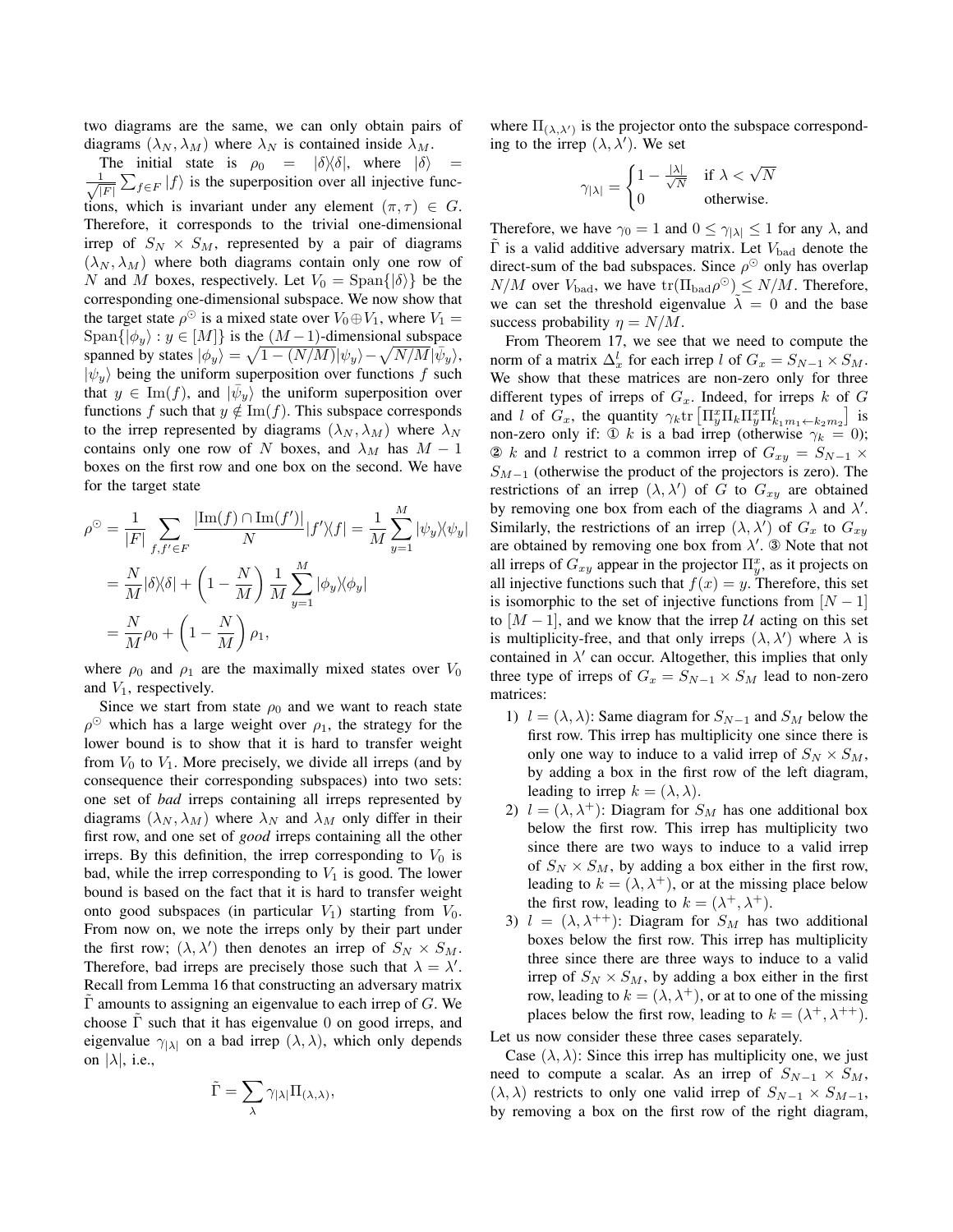two diagrams are the same, we can only obtain pairs of diagrams $(\lambda_N, \lambda_M)$ where $\lambda_N$ is contained inside $\lambda_M$.

The initial state is $\rho_0 = |\delta\rangle\langle\delta|$, where $|\delta\rangle = \frac{1}{\sqrt{|F|}}\sum_{f\in F}|f\rangle$ is the superposition over all injective functions, which is invariant under any element $(\pi,\tau) \in G$. Therefore, it corresponds to the trivial one-dimensional irrep of $S_N \times S_M$, represented by a pair of diagrams $(\lambda_N, \lambda_M)$ where both diagrams contain only one row of $N$ and $M$ boxes, respectively. Let $V_0 = \mathrm{Span}\{|\delta\rangle\}$ be the corresponding one-dimensional subspace. We now show that the target state $\rho^{\odot}$ is a mixed state over $V_0 \oplus V_1$, where $V_1 = \mathrm{Span}\{|\phi_y\rangle : y \in [M]\}$ is the $(M-1)$-dimensional subspace spanned by states $|\phi_y\rangle = \sqrt{1-(N/M)}|\psi_y\rangle - \sqrt{N/M}|\bar{\psi}_y\rangle$, $|\psi_y\rangle$ being the uniform superposition over functions $f$ such that $y \in \mathrm{Im}(f)$, and $|\bar{\psi}_y\rangle$ the uniform superposition over functions $f$ such that $y \notin \mathrm{Im}(f)$. This subspace corresponds to the irrep represented by diagrams $(\lambda_N, \lambda_M)$ where $\lambda_N$ contains only one row of $N$ boxes, and $\lambda_M$ has $M-1$ boxes on the first row and one box on the second. We have for the target state

$$
\begin{aligned}
\rho^{\odot} &= \frac{1}{|F|}\sum_{f,f'\in F}\frac{|\mathrm{Im}(f)\cap\mathrm{Im}(f')|}{N}|f'\rangle\langle f| = \frac{1}{M}\sum_{y=1}^{M}|\psi_y\rangle\langle\psi_y| \\
&= \frac{N}{M}|\delta\rangle\langle\delta| + \left(1-\frac{N}{M}\right)\frac{1}{M}\sum_{y=1}^{M}|\phi_y\rangle\langle\phi_y| \\
&= \frac{N}{M}\rho_0 + \left(1-\frac{N}{M}\right)\rho_1,
\end{aligned}
$$

where $\rho_0$ and $\rho_1$ are the maximally mixed states over $V_0$ and $V_1$, respectively.

Since we start from state $\rho_0$ and we want to reach state $\rho^{\odot}$ which has a large weight over $\rho_1$, the strategy for the lower bound is to show that it is hard to transfer weight from $V_0$ to $V_1$. More precisely, we divide all irreps (and by consequence their corresponding subspaces) into two sets: one set of *bad* irreps containing all irreps represented by diagrams $(\lambda_N, \lambda_M)$ where $\lambda_N$ and $\lambda_M$ only differ in their first row, and one set of *good* irreps containing all the other irreps. By this definition, the irrep corresponding to $V_0$ is bad, while the irrep corresponding to $V_1$ is good. The lower bound is based on the fact that it is hard to transfer weight onto good subspaces (in particular $V_1$) starting from $V_0$. From now on, we note the irreps only by their part under the first row; $(\lambda, \lambda')$ then denotes an irrep of $S_N \times S_M$. Therefore, bad irreps are precisely those such that $\lambda = \lambda'$. Recall from Lemma 16 that constructing an adversary matrix $\tilde{\Gamma}$ amounts to assigning an eigenvalue to each irrep of $G$. We choose $\tilde{\Gamma}$ such that it has eigenvalue 0 on good irreps, and eigenvalue $\gamma_{|\lambda|}$ on a bad irrep $(\lambda,\lambda)$, which only depends on $|\lambda|$, i.e.,

$$
\tilde{\Gamma} = \sum_{\lambda}\gamma_{|\lambda|}\Pi_{(\lambda,\lambda)},
$$

where $\Pi_{(\lambda,\lambda')}$ is the projector onto the subspace corresponding to the irrep $(\lambda,\lambda')$. We set

$$
\gamma_{|\lambda|} = \begin{cases} 1 - \frac{|\lambda|}{\sqrt{N}} & \text{if } \lambda < \sqrt{N} \\ 0 & \text{otherwise.} \end{cases}
$$

Therefore, we have $\gamma_0 = 1$ and $0 \le \gamma_{|\lambda|} \le 1$ for any $\lambda$, and $\tilde{\Gamma}$ is a valid additive adversary matrix. Let $V_{\mathrm{bad}}$ denote the direct-sum of the bad subspaces. Since $\rho^{\odot}$ only has overlap $N/M$ over $V_{\mathrm{bad}}$, we have $\mathrm{tr}(\Pi_{\mathrm{bad}}\rho^{\odot}) \le N/M$. Therefore, we can set the threshold eigenvalue $\tilde{\lambda} = 0$ and the base success probability $\eta = N/M$.

From Theorem 17, we see that we need to compute the norm of a matrix $\Delta_x^l$ for each irrep $l$ of $G_x = S_{N-1}\times S_M$. We show that these matrices are non-zero only for three different types of irreps of $G_x$. Indeed, for irreps $k$ of $G$ and $l$ of $G_x$, the quantity $\gamma_k \mathrm{tr}\left[\Pi_y^x \Pi_k \Pi_y^x \Pi^l_{k_1m_1\leftarrow k_2m_2}\right]$ is non-zero only if: ① $k$ is a bad irrep (otherwise $\gamma_k = 0$); ② $k$ and $l$ restrict to a common irrep of $G_{xy} = S_{N-1}\times S_{M-1}$ (otherwise the product of the projectors is zero). The restrictions of an irrep $(\lambda,\lambda')$ of $G$ to $G_{xy}$ are obtained by removing one box from each of the diagrams $\lambda$ and $\lambda'$. Similarly, the restrictions of an irrep $(\lambda,\lambda')$ of $G_x$ to $G_{xy}$ are obtained by removing one box from $\lambda'$. ③ Note that not all irreps of $G_{xy}$ appear in the projector $\Pi_y^x$, as it projects on all injective functions such that $f(x) = y$. Therefore, this set is isomorphic to the set of injective functions from $[N-1]$ to $[M-1]$, and we know that the irrep $\mathcal{U}$ acting on this set is multiplicity-free, and that only irreps $(\lambda,\lambda')$ where $\lambda$ is contained in $\lambda'$ can occur. Altogether, this implies that only three type of irreps of $G_x = S_{N-1}\times S_M$ lead to non-zero matrices:

1) $l = (\lambda,\lambda)$: Same diagram for $S_{N-1}$ and $S_M$ below the first row. This irrep has multiplicity one since there is only one way to induce to a valid irrep of $S_N \times S_M$, by adding a box in the first row of the left diagram, leading to irrep $k = (\lambda,\lambda)$.
2) $l = (\lambda,\lambda^+)$: Diagram for $S_M$ has one additional box below the first row. This irrep has multiplicity two since there are two ways to induce to a valid irrep of $S_N\times S_M$, by adding a box either in the first row, leading to $k = (\lambda,\lambda^+)$, or at the missing place below the first row, leading to $k = (\lambda^+,\lambda^+)$.
3) $l = (\lambda,\lambda^{++})$: Diagram for $S_M$ has two additional boxes below the first row. This irrep has multiplicity three since there are three ways to induce to a valid irrep of $S_N\times S_M$, by adding a box either in the first row, leading to $k = (\lambda,\lambda^+)$, or at to one of the missing places below the first row, leading to $k = (\lambda^+,\lambda^{++})$.

Let us now consider these three cases separately.

Case $(\lambda,\lambda)$: Since this irrep has multiplicity one, we just need to compute a scalar. As an irrep of $S_{N-1}\times S_M$, $(\lambda,\lambda)$ restricts to only one valid irrep of $S_{N-1}\times S_{M-1}$, by removing a box on the first row of the right diagram,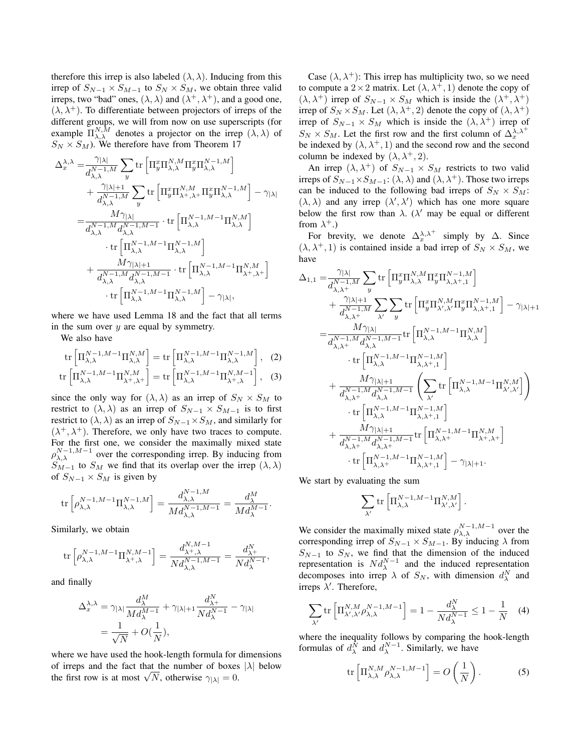therefore this irrep is also labeled $(\lambda, \lambda)$. Inducing from this irrep of $S_{N-1} \times S_{M-1}$ to $S_N \times S_M$, we obtain three valid irreps, two "bad" ones, $(\lambda, \lambda)$ and $(\lambda^+, \lambda^+)$, and a good one, $(\lambda, \lambda^+)$. To differentiate between projectors of irreps of the different groups, we will from now on use superscripts (for example $\Pi^{N,M}_{\lambda,\lambda}$ denotes a projector on the irrep $(\lambda, \lambda)$ of $S_N \times S_M$). We therefore have from Theorem 17

$$
\begin{aligned}
\Delta_x^{\lambda,\lambda} =& \frac{\gamma_{|\lambda|}}{d^{N-1,M}_{\lambda,\lambda}} \sum_y \mathrm{tr}\left[\Pi^x_y \Pi^{N,M}_{\lambda,\lambda} \Pi^x_y \Pi^{N-1,M}_{\lambda,\lambda}\right] \\
&+ \frac{\gamma_{|\lambda|+1}}{d^{N-1,M}_{\lambda,\lambda}} \sum_y \mathrm{tr}\left[\Pi^x_y \Pi^{N,M}_{\lambda^+,\lambda^+} \Pi^x_y \Pi^{N-1,M}_{\lambda,\lambda}\right] - \gamma_{|\lambda|} \\
=& \frac{M\gamma_{|\lambda|}}{d^{N-1,M}_{\lambda,\lambda} d^{N-1,M-1}_{\lambda,\lambda}} \cdot \mathrm{tr}\left[\Pi^{N-1,M-1}_{\lambda,\lambda} \Pi^{N,M}_{\lambda,\lambda}\right] \\
&\cdot \mathrm{tr}\left[\Pi^{N-1,M-1}_{\lambda,\lambda} \Pi^{N-1,M}_{\lambda,\lambda}\right] \\
&+ \frac{M\gamma_{|\lambda|+1}}{d^{N-1,M}_{\lambda,\lambda} d^{N-1,M-1}_{\lambda,\lambda}} \cdot \mathrm{tr}\left[\Pi^{N-1,M-1}_{\lambda,\lambda} \Pi^{N,M}_{\lambda^+,\lambda^+}\right] \\
&\cdot \mathrm{tr}\left[\Pi^{N-1,M-1}_{\lambda,\lambda} \Pi^{N-1,M}_{\lambda,\lambda}\right] - \gamma_{|\lambda|},
\end{aligned}
$$

where we have used Lemma 18 and the fact that all terms in the sum over $y$ are equal by symmetry.

We also have

$$
\mathrm{tr}\left[\Pi^{N-1,M-1}_{\lambda,\lambda} \Pi^{N,M}_{\lambda,\lambda}\right] = \mathrm{tr}\left[\Pi^{N-1,M-1}_{\lambda,\lambda} \Pi^{N-1,M}_{\lambda,\lambda}\right], \quad (2)
$$

$$
\mathrm{tr}\left[\Pi^{N-1,M-1}_{\lambda,\lambda} \Pi^{N,M}_{\lambda^+,\lambda^+}\right] = \mathrm{tr}\left[\Pi^{N-1,M-1}_{\lambda,\lambda} \Pi^{N,M-1}_{\lambda^+,\lambda}\right], \quad (3)
$$

since the only way for $(\lambda, \lambda)$ as an irrep of $S_N \times S_M$ to restrict to $(\lambda, \lambda)$ as an irrep of $S_{N-1} \times S_{M-1}$ is to first restrict to $(\lambda, \lambda)$ as an irrep of $S_{N-1} \times S_M$, and similarly for $(\lambda^+, \lambda^+)$. Therefore, we only have two traces to compute. For the first one, we consider the maximally mixed state $\rho^{N-1,M-1}_{\lambda,\lambda}$ over the corresponding irrep. By inducing from $S_{M-1}$ to $S_M$ we find that its overlap over the irrep $(\lambda, \lambda)$ of $S_{N-1} \times S_M$ is given by

$$
\mathrm{tr}\left[\rho^{N-1,M-1}_{\lambda,\lambda} \Pi^{N-1,M}_{\lambda,\lambda}\right] = \frac{d^{N-1,M}_{\lambda,\lambda}}{M d^{N-1,M-1}_{\lambda,\lambda}} = \frac{d^M_\lambda}{M d^{M-1}_\lambda}.
$$

Similarly, we obtain

$$
\mathrm{tr}\left[\rho^{N-1,M-1}_{\lambda,\lambda} \Pi^{N,M-1}_{\lambda^+,\lambda}\right] = \frac{d^{N,M-1}_{\lambda^+,\lambda}}{N d^{N-1,M-1}_{\lambda,\lambda}} = \frac{d^N_{\lambda^+}}{N d^{N-1}_\lambda},
$$

and finally

$$
\begin{aligned}
\Delta_x^{\lambda,\lambda} &= \gamma_{|\lambda|} \frac{d^M_\lambda}{M d^{M-1}_\lambda} + \gamma_{|\lambda|+1} \frac{d^N_{\lambda^+}}{N d^{N-1}_\lambda} - \gamma_{|\lambda|} \\
&= \frac{1}{\sqrt{N}} + O\left(\frac{1}{N}\right),
\end{aligned}
$$

where we have used the hook-length formula for dimensions of irreps and the fact that the number of boxes $|\lambda|$ below the first row is at most $\sqrt{N}$, otherwise $\gamma_{|\lambda|} = 0$.

Case $(\lambda, \lambda^+)$: This irrep has multiplicity two, so we need to compute a $2 \times 2$ matrix. Let $(\lambda, \lambda^+, 1)$ denote the copy of $(\lambda, \lambda^+)$ irrep of $S_{N-1} \times S_M$ which is inside the $(\lambda^+, \lambda^+)$ irrep of $S_N \times S_M$. Let $(\lambda, \lambda^+, 2)$ denote the copy of $(\lambda, \lambda^+)$ irrep of $S_{N-1} \times S_M$ which is inside the $(\lambda, \lambda^+)$ irrep of $S_N \times S_M$. Let the first row and the first column of $\Delta_x^{\lambda,\lambda^+}$ be indexed by $(\lambda, \lambda^+, 1)$ and the second row and the second column be indexed by $(\lambda, \lambda^+, 2)$.

An irrep $(\lambda, \lambda^+)$ of $S_{N-1} \times S_M$ restricts to two valid irreps of $S_{N-1} \times S_{M-1}$: $(\lambda, \lambda)$ and $(\lambda, \lambda^+)$. Those two irreps can be induced to the following bad irreps of $S_N \times S_M$: $(\lambda, \lambda)$ and any irrep $(\lambda', \lambda')$ which has one more square below the first row than $\lambda$. ($\lambda'$ may be equal or different from $\lambda^+$.)

For brevity, we denote $\Delta_x^{\lambda,\lambda^+}$ simply by $\Delta$. Since $(\lambda, \lambda^+, 1)$ is contained inside a bad irrep of $S_N \times S_M$, we have

$$
\begin{aligned}
\Delta_{1,1} =& \frac{\gamma_{|\lambda|}}{d^{N-1,M}_{\lambda,\lambda^+}} \sum_y \mathrm{tr}\left[\Pi^x_y \Pi^{N,M}_{\lambda,\lambda} \Pi^x_y \Pi^{N-1,M}_{\lambda,\lambda^+,1}\right] \\
&+ \frac{\gamma_{|\lambda|+1}}{d^{N-1,M}_{\lambda,\lambda^+}} \sum_{\lambda'} \sum_y \mathrm{tr}\left[\Pi^x_y \Pi^{N,M}_{\lambda',\lambda'} \Pi^x_y \Pi^{N-1,M}_{\lambda,\lambda^+,1}\right] - \gamma_{|\lambda|+1} \\
=& \frac{M\gamma_{|\lambda|}}{d^{N-1,M}_{\lambda,\lambda^+} d^{N-1,M-1}_{\lambda,\lambda}} \mathrm{tr}\left[\Pi^{N-1,M-1}_{\lambda,\lambda} \Pi^{N,M}_{\lambda,\lambda}\right] \\
&\cdot \mathrm{tr}\left[\Pi^{N-1,M-1}_{\lambda,\lambda} \Pi^{N-1,M}_{\lambda,\lambda^+,1}\right] \\
&+ \frac{M\gamma_{|\lambda|+1}}{d^{N-1,M}_{\lambda,\lambda^+} d^{N-1,M-1}_{\lambda,\lambda}} \left(\sum_{\lambda'} \mathrm{tr}\left[\Pi^{N-1,M-1}_{\lambda,\lambda} \Pi^{N,M}_{\lambda',\lambda'}\right]\right) \\
&\cdot \mathrm{tr}\left[\Pi^{N-1,M-1}_{\lambda,\lambda} \Pi^{N-1,M}_{\lambda,\lambda^+,1}\right] \\
&+ \frac{M\gamma_{|\lambda|+1}}{d^{N-1,M}_{\lambda,\lambda^+} d^{N-1,M-1}_{\lambda,\lambda^+}} \mathrm{tr}\left[\Pi^{N-1,M-1}_{\lambda,\lambda^+} \Pi^{N,M}_{\lambda^+,\lambda^+}\right] \\
&\cdot \mathrm{tr}\left[\Pi^{N-1,M-1}_{\lambda,\lambda^+} \Pi^{N-1,M}_{\lambda,\lambda^+,1}\right] - \gamma_{|\lambda|+1}.
\end{aligned}
$$

We start by evaluating the sum

$$
\sum_{\lambda'} \mathrm{tr}\left[\Pi^{N-1,M-1}_{\lambda,\lambda} \Pi^{N,M}_{\lambda',\lambda'}\right].
$$

We consider the maximally mixed state $\rho^{N-1,M-1}_{\lambda,\lambda}$ over the corresponding irrep of $S_{N-1} \times S_{M-1}$. By inducing $\lambda$ from $S_{N-1}$ to $S_N$, we find that the dimension of the induced representation is $N d^{N-1}_\lambda$ and the induced representation decomposes into irrep $\lambda$ of $S_N$, with dimension $d^N_\lambda$ and irreps $\lambda'$. Therefore,

$$
\sum_{\lambda'} \mathrm{tr}\left[\Pi^{N,M}_{\lambda',\lambda'} \rho^{N-1,M-1}_{\lambda,\lambda}\right] = 1 - \frac{d^N_\lambda}{N d^{N-1}_\lambda} \le 1 - \frac{1}{N} \quad (4)
$$

where the inequality follows by comparing the hook-length formulas of $d^N_\lambda$ and $d^{N-1}_\lambda$. Similarly, we have

$$
\mathrm{tr}\left[\Pi^{N,M}_{\lambda,\lambda} \rho^{N-1,M-1}_{\lambda,\lambda}\right] = O\left(\frac{1}{N}\right). \quad (5)
$$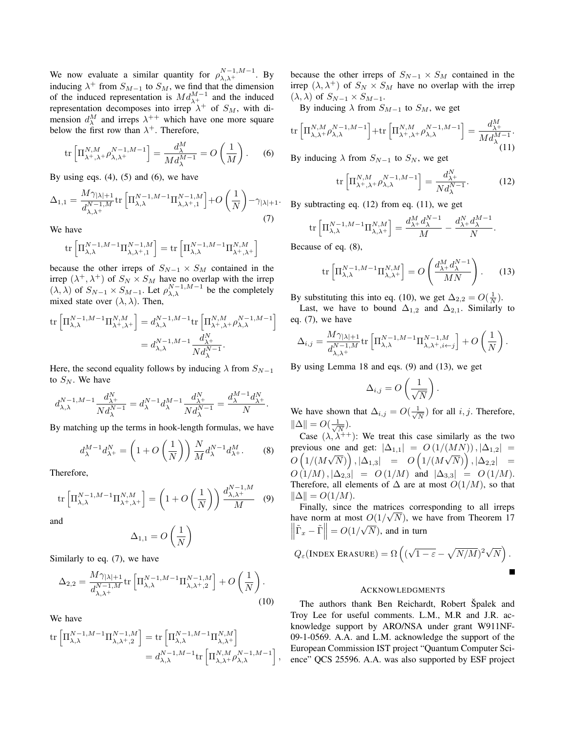We now evaluate a similar quantity for $\rho^{N-1,M-1}_{\lambda,\lambda^+}$. By inducing $\lambda^+$ from $S_{M-1}$ to $S_M$, we find that the dimension of the induced representation is $Md^{M-1}_{\lambda^+}$ and the induced representation decomposes into irrep $\lambda^+$ of $S_M$, with dimension $d^M_\lambda$ and irreps $\lambda^{++}$ which have one more square below the first row than $\lambda^+$. Therefore,

$$\mathrm{tr}\left[\Pi^{N,M}_{\lambda^+,\lambda^+}\rho^{N-1,M-1}_{\lambda,\lambda^+}\right] = \frac{d^M_\lambda}{Md^{M-1}_\lambda} = O\left(\frac{1}{M}\right). \quad (6)$$

By using eqs. (4), (5) and (6), we have

$$\Delta_{1,1} = \frac{M\gamma_{|\lambda|+1}}{d^{N-1,M}_{\lambda,\lambda^+}}\mathrm{tr}\left[\Pi^{N-1,M-1}_{\lambda,\lambda}\Pi^{N-1,M}_{\lambda,\lambda^+,1}\right] + O\left(\frac{1}{N}\right) - \gamma_{|\lambda|+1}. \quad (7)$$

We have

$$\mathrm{tr}\left[\Pi^{N-1,M-1}_{\lambda,\lambda}\Pi^{N-1,M}_{\lambda,\lambda^+,1}\right] = \mathrm{tr}\left[\Pi^{N-1,M-1}_{\lambda,\lambda}\Pi^{N,M}_{\lambda^+,\lambda^+}\right]$$

because the other irreps of $S_{N-1}\times S_M$ contained in the irrep $(\lambda^+,\lambda^+)$ of $S_N\times S_M$ have no overlap with the irrep $(\lambda,\lambda)$ of $S_{N-1}\times S_{M-1}$. Let $\rho^{N-1,M-1}_{\lambda,\lambda}$ be the completely mixed state over $(\lambda,\lambda)$. Then,

$$\begin{aligned}\mathrm{tr}\left[\Pi^{N-1,M-1}_{\lambda,\lambda}\Pi^{N,M}_{\lambda^+,\lambda^+}\right] &= d^{N-1,M-1}_{\lambda,\lambda}\mathrm{tr}\left[\Pi^{N,M}_{\lambda^+,\lambda^+}\rho^{N-1,M-1}_{\lambda,\lambda}\right] \\ &= d^{N-1,M-1}_{\lambda,\lambda}\frac{d^N_{\lambda^+}}{Nd^{N-1}_\lambda}.\end{aligned}$$

Here, the second equality follows by inducing $\lambda$ from $S_{N-1}$ to $S_N$. We have

$$d^{N-1,M-1}_{\lambda,\lambda}\frac{d^N_{\lambda^+}}{Nd^{N-1}_\lambda} = d^{N-1}_\lambda d^{M-1}_\lambda\frac{d^N_{\lambda^+}}{Nd^{N-1}_\lambda} = \frac{d^{M-1}_\lambda d^N_{\lambda^+}}{N}.$$

By matching up the terms in hook-length formulas, we have

$$d^{M-1}_\lambda d^N_{\lambda^+} = \left(1+O\left(\frac{1}{N}\right)\right)\frac{N}{M}d^{N-1}_\lambda d^M_{\lambda^+}. \quad (8)$$

Therefore,

$$\mathrm{tr}\left[\Pi^{N-1,M-1}_{\lambda,\lambda}\Pi^{N,M}_{\lambda^+,\lambda^+}\right] = \left(1+O\left(\frac{1}{N}\right)\right)\frac{d^{N-1,M}_{\lambda,\lambda^+}}{M} \quad (9)$$

and

$$\Delta_{1,1} = O\left(\frac{1}{N}\right)$$

Similarly to eq. (7), we have

$$\Delta_{2,2} = \frac{M\gamma_{|\lambda|+1}}{d^{N-1,M}_{\lambda,\lambda^+}}\mathrm{tr}\left[\Pi^{N-1,M-1}_{\lambda,\lambda}\Pi^{N-1,M}_{\lambda,\lambda^+,2}\right] + O\left(\frac{1}{N}\right). \quad (10)$$

We have

$$\begin{aligned}\mathrm{tr}\left[\Pi^{N-1,M-1}_{\lambda,\lambda}\Pi^{N-1,M}_{\lambda,\lambda^+,2}\right] &= \mathrm{tr}\left[\Pi^{N-1,M-1}_{\lambda,\lambda}\Pi^{N,M}_{\lambda,\lambda^+}\right] \\ &= d^{N-1,M-1}_{\lambda,\lambda}\mathrm{tr}\left[\Pi^{N,M}_{\lambda,\lambda^+}\rho^{N-1,M-1}_{\lambda,\lambda}\right],\end{aligned}$$

because the other irreps of $S_{N-1}\times S_M$ contained in the irrep $(\lambda,\lambda^+)$ of $S_N\times S_M$ have no overlap with the irrep $(\lambda,\lambda)$ of $S_{N-1}\times S_{M-1}$.

By inducing $\lambda$ from $S_{M-1}$ to $S_M$, we get

$$\mathrm{tr}\left[\Pi^{N,M}_{\lambda,\lambda^+}\rho^{N-1,M-1}_{\lambda,\lambda}\right] + \mathrm{tr}\left[\Pi^{N,M}_{\lambda^+,\lambda^+}\rho^{N-1,M-1}_{\lambda,\lambda}\right] = \frac{d^M_{\lambda^+}}{Md^{M-1}_\lambda}. \quad (11)$$

By inducing $\lambda$ from $S_{N-1}$ to $S_N$, we get

$$\mathrm{tr}\left[\Pi^{N,M}_{\lambda^+,\lambda^+}\rho^{N-1,M-1}_{\lambda,\lambda}\right] = \frac{d^N_{\lambda^+}}{Nd^{N-1}_\lambda}. \quad (12)$$

By subtracting eq. (12) from eq. (11), we get

$$\mathrm{tr}\left[\Pi^{N-1,M-1}_{\lambda,\lambda}\Pi^{N,M}_{\lambda,\lambda^+}\right] = \frac{d^M_{\lambda^+}d^{N-1}_\lambda}{M} - \frac{d^N_{\lambda^+}d^{M-1}_\lambda}{N}.$$

Because of eq. (8),

$$\mathrm{tr}\left[\Pi^{N-1,M-1}_{\lambda,\lambda}\Pi^{N,M}_{\lambda,\lambda^+}\right] = O\left(\frac{d^M_{\lambda^+}d^{N-1}_\lambda}{MN}\right). \quad (13)$$

By substituting this into eq. (10), we get $\Delta_{2,2} = O(\frac{1}{N})$.

Last, we have to bound $\Delta_{1,2}$ and $\Delta_{2,1}$. Similarly to eq. (7), we have

$$\Delta_{i,j} = \frac{M\gamma_{|\lambda|+1}}{d^{N-1,M}_{\lambda,\lambda^+}}\mathrm{tr}\left[\Pi^{N-1,M-1}_{\lambda,\lambda}\Pi^{N-1,M}_{\lambda,\lambda^+,i\leftarrow j}\right] + O\left(\frac{1}{N}\right).$$

By using Lemma 18 and eqs. (9) and (13), we get

$$\Delta_{i,j} = O\left(\frac{1}{\sqrt{N}}\right).$$

We have shown that $\Delta_{i,j} = O(\frac{1}{\sqrt{N}})$ for all $i,j$. Therefore, $\|\Delta\| = O(\frac{1}{\sqrt{N}})$.

Case $(\lambda,\lambda^{++})$: We treat this case similarly as the two previous one and get: $|\Delta_{1,1}| = O\left(1/(MN)\right), |\Delta_{1,2}| = O\left(1/(M\sqrt{N})\right), |\Delta_{1,3}| = O\left(1/(M\sqrt{N})\right), |\Delta_{2,2}| = O\left(1/M\right), |\Delta_{2,3}| = O\left(1/M\right)$ and $|\Delta_{3,3}| = O\left(1/M\right)$. Therefore, all elements of $\Delta$ are at most $O(1/M)$, so that $\|\Delta\| = O(1/M)$.

Finally, since the matrices corresponding to all irreps have norm at most $O(1/\sqrt{N})$, we have from Theorem 17 $\left\|\tilde{\Gamma}_x - \tilde{\Gamma}\right\| = O(1/\sqrt{N})$, and in turn

$$Q_\varepsilon(\text{INDEX ERASURE}) = \Omega\left((\sqrt{1-\varepsilon} - \sqrt{N/M})^2\sqrt{N}\right).$$

■

## ACKNOWLEDGMENTS

The authors thank Ben Reichardt, Robert Špalek and Troy Lee for useful comments. L.M., M.R and J.R. acknowledge support by ARO/NSA under grant W911NF-09-1-0569. A.A. and L.M. acknowledge the support of the European Commission IST project "Quantum Computer Science" QCS 25596. A.A. was also supported by ESF project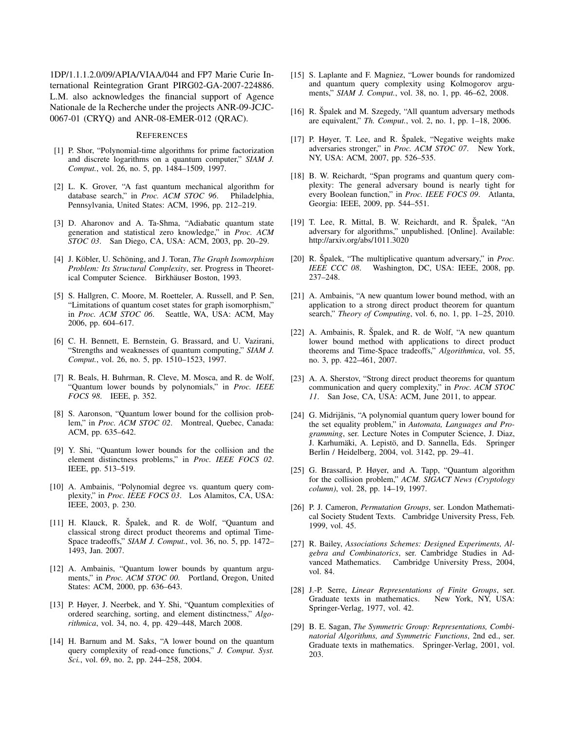1DP/1.1.1.2.0/09/APIA/VIAA/044 and FP7 Marie Curie International Reintegration Grant PIRG02-GA-2007-224886. L.M. also acknowledges the financial support of Agence Nationale de la Recherche under the projects ANR-09-JCJC-0067-01 (CRYQ) and ANR-08-EMER-012 (QRAC).

## References

[1] P. Shor, "Polynomial-time algorithms for prime factorization and discrete logarithms on a quantum computer," *SIAM J. Comput.*, vol. 26, no. 5, pp. 1484–1509, 1997.

[2] L. K. Grover, "A fast quantum mechanical algorithm for database search," in *Proc. ACM STOC 96*. Philadelphia, Pennsylvania, United States: ACM, 1996, pp. 212–219.

[3] D. Aharonov and A. Ta-Shma, "Adiabatic quantum state generation and statistical zero knowledge," in *Proc. ACM STOC 03*. San Diego, CA, USA: ACM, 2003, pp. 20–29.

[4] J. Köbler, U. Schöning, and J. Toran, *The Graph Isomorphism Problem: Its Structural Complexity*, ser. Progress in Theoretical Computer Science. Birkhäuser Boston, 1993.

[5] S. Hallgren, C. Moore, M. Roetteler, A. Russell, and P. Sen, "Limitations of quantum coset states for graph isomorphism," in *Proc. ACM STOC 06*. Seattle, WA, USA: ACM, May 2006, pp. 604–617.

[6] C. H. Bennett, E. Bernstein, G. Brassard, and U. Vazirani, "Strengths and weaknesses of quantum computing," *SIAM J. Comput.*, vol. 26, no. 5, pp. 1510–1523, 1997.

[7] R. Beals, H. Buhrman, R. Cleve, M. Mosca, and R. de Wolf, "Quantum lower bounds by polynomials," in *Proc. IEEE FOCS 98*. IEEE, p. 352.

[8] S. Aaronson, "Quantum lower bound for the collision problem," in *Proc. ACM STOC 02*. Montreal, Quebec, Canada: ACM, pp. 635–642.

[9] Y. Shi, "Quantum lower bounds for the collision and the element distinctness problems," in *Proc. IEEE FOCS 02*. IEEE, pp. 513–519.

[10] A. Ambainis, "Polynomial degree vs. quantum query complexity," in *Proc. IEEE FOCS 03*. Los Alamitos, CA, USA: IEEE, 2003, p. 230.

[11] H. Klauck, R. Špalek, and R. de Wolf, "Quantum and classical strong direct product theorems and optimal Time-Space tradeoffs," *SIAM J. Comput.*, vol. 36, no. 5, pp. 1472–1493, Jan. 2007.

[12] A. Ambainis, "Quantum lower bounds by quantum arguments," in *Proc. ACM STOC 00*. Portland, Oregon, United States: ACM, 2000, pp. 636–643.

[13] P. Høyer, J. Neerbek, and Y. Shi, "Quantum complexities of ordered searching, sorting, and element distinctness," *Algorithmica*, vol. 34, no. 4, pp. 429–448, March 2008.

[14] H. Barnum and M. Saks, "A lower bound on the quantum query complexity of read-once functions," *J. Comput. Syst. Sci.*, vol. 69, no. 2, pp. 244–258, 2004.

[15] S. Laplante and F. Magniez, "Lower bounds for randomized and quantum query complexity using Kolmogorov arguments," *SIAM J. Comput.*, vol. 38, no. 1, pp. 46–62, 2008.

[16] R. Špalek and M. Szegedy, "All quantum adversary methods are equivalent," *Th. Comput.*, vol. 2, no. 1, pp. 1–18, 2006.

[17] P. Høyer, T. Lee, and R. Špalek, "Negative weights make adversaries stronger," in *Proc. ACM STOC 07*. New York, NY, USA: ACM, 2007, pp. 526–535.

[18] B. W. Reichardt, "Span programs and quantum query complexity: The general adversary bound is nearly tight for every Boolean function," in *Proc. IEEE FOCS 09*. Atlanta, Georgia: IEEE, 2009, pp. 544–551.

[19] T. Lee, R. Mittal, B. W. Reichardt, and R. Špalek, "An adversary for algorithms," unpublished. [Online]. Available: http://arxiv.org/abs/1011.3020

[20] R. Špalek, "The multiplicative quantum adversary," in *Proc. IEEE CCC 08*. Washington, DC, USA: IEEE, 2008, pp. 237–248.

[21] A. Ambainis, "A new quantum lower bound method, with an application to a strong direct product theorem for quantum search," *Theory of Computing*, vol. 6, no. 1, pp. 1–25, 2010.

[22] A. Ambainis, R. Špalek, and R. de Wolf, "A new quantum lower bound method with applications to direct product theorems and Time-Space tradeoffs," *Algorithmica*, vol. 55, no. 3, pp. 422–461, 2007.

[23] A. A. Sherstov, "Strong direct product theorems for quantum communication and query complexity," in *Proc. ACM STOC 11*. San Jose, CA, USA: ACM, June 2011, to appear.

[24] G. Midrijānis, "A polynomial quantum query lower bound for the set equality problem," in *Automata, Languages and Programming*, ser. Lecture Notes in Computer Science, J. Diaz, J. Karhumäki, A. Lepistö, and D. Sannella, Eds. Springer Berlin / Heidelberg, 2004, vol. 3142, pp. 29–41.

[25] G. Brassard, P. Høyer, and A. Tapp, "Quantum algorithm for the collision problem," *ACM. SIGACT News (Cryptology column)*, vol. 28, pp. 14–19, 1997.

[26] P. J. Cameron, *Permutation Groups*, ser. London Mathematical Society Student Texts. Cambridge University Press, Feb. 1999, vol. 45.

[27] R. Bailey, *Associations Schemes: Designed Experiments, Algebra and Combinatorics*, ser. Cambridge Studies in Advanced Mathematics. Cambridge University Press, 2004, vol. 84.

[28] J.-P. Serre, *Linear Representations of Finite Groups*, ser. Graduate texts in mathematics. New York, NY, USA: Springer-Verlag, 1977, vol. 42.

[29] B. E. Sagan, *The Symmetric Group: Representations, Combinatorial Algorithms, and Symmetric Functions*, 2nd ed., ser. Graduate texts in mathematics. Springer-Verlag, 2001, vol. 203.